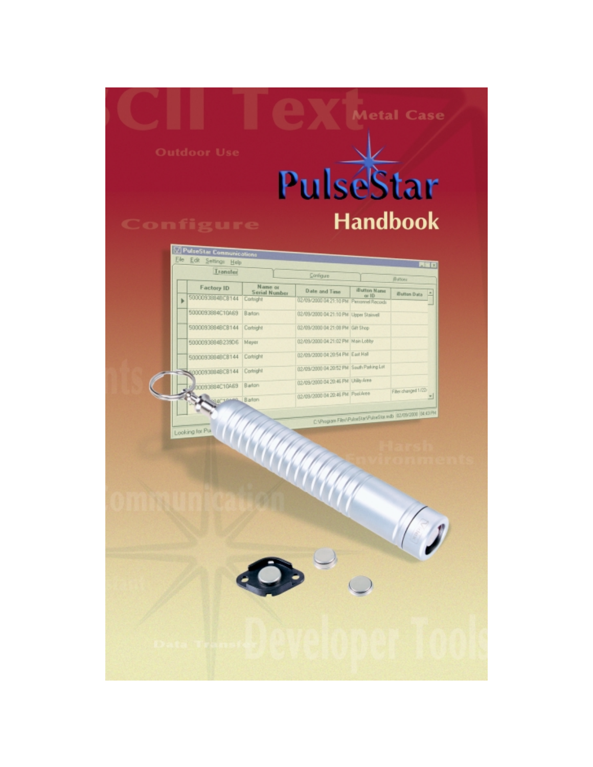# PulseStar

## Handbook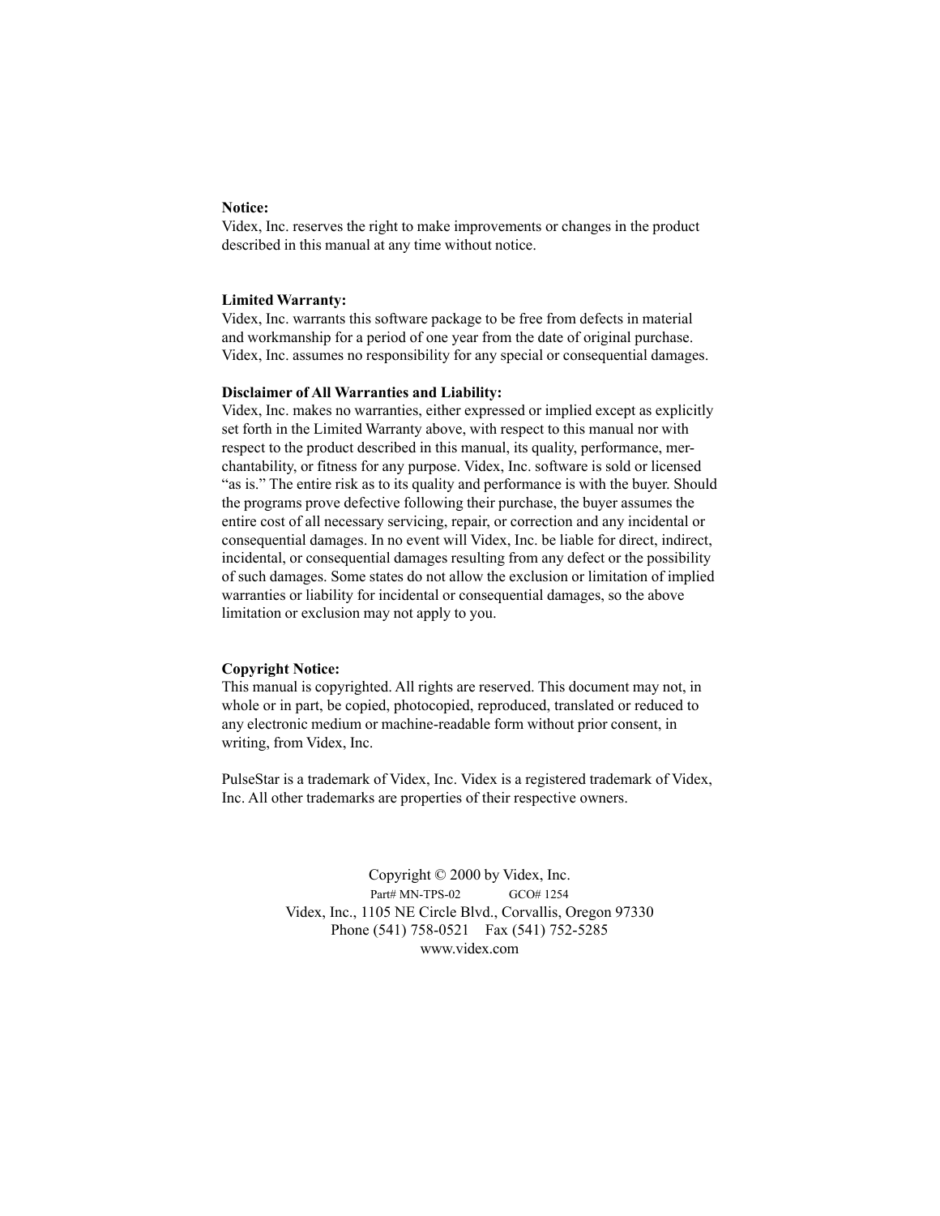**Notice:**
Videx, Inc. reserves the right to make improvements or changes in the product described in this manual at any time without notice.

**Limited Warranty:**
Videx, Inc. warrants this software package to be free from defects in material and workmanship for a period of one year from the date of original purchase. Videx, Inc. assumes no responsibility for any special or consequential damages.

**Disclaimer of All Warranties and Liability:**
Videx, Inc. makes no warranties, either expressed or implied except as explicitly set forth in the Limited Warranty above, with respect to this manual nor with respect to the product described in this manual, its quality, performance, merchantability, or fitness for any purpose. Videx, Inc. software is sold or licensed "as is." The entire risk as to its quality and performance is with the buyer. Should the programs prove defective following their purchase, the buyer assumes the entire cost of all necessary servicing, repair, or correction and any incidental or consequential damages. In no event will Videx, Inc. be liable for direct, indirect, incidental, or consequential damages resulting from any defect or the possibility of such damages. Some states do not allow the exclusion or limitation of implied warranties or liability for incidental or consequential damages, so the above limitation or exclusion may not apply to you.

**Copyright Notice:**
This manual is copyrighted. All rights are reserved. This document may not, in whole or in part, be copied, photocopied, reproduced, translated or reduced to any electronic medium or machine-readable form without prior consent, in writing, from Videx, Inc.

PulseStar is a trademark of Videx, Inc. Videx is a registered trademark of Videx, Inc. All other trademarks are properties of their respective owners.

Copyright © 2000 by Videx, Inc.
Part# MN-TPS-02 GCO# 1254
Videx, Inc., 1105 NE Circle Blvd., Corvallis, Oregon 97330
Phone (541) 758-0521 Fax (541) 752-5285
www.videx.com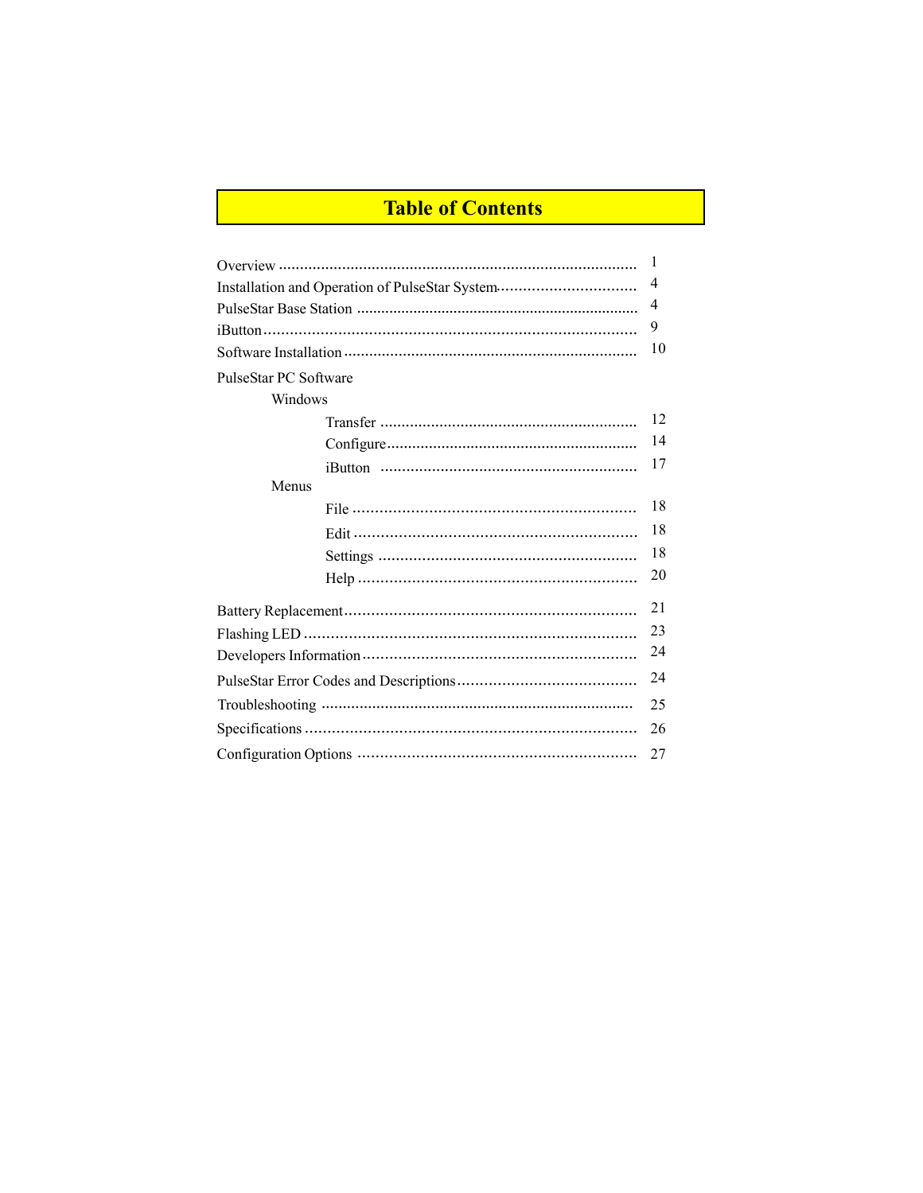# Table of Contents

| | |
|---|---|
| Overview | 1 |
| Installation and Operation of PulseStar System | 4 |
| PulseStar Base Station | 4 |
| iButton | 9 |
| Software Installation | 10 |
| PulseStar PC Software | |
| Windows | |
| Transfer | 12 |
| Configure | 14 |
| iButton | 17 |
| Menus | |
| File | 18 |
| Edit | 18 |
| Settings | 18 |
| Help | 20 |
| Battery Replacement | 21 |
| Flashing LED | 23 |
| Developers Information | 24 |
| PulseStar Error Codes and Descriptions | 24 |
| Troubleshooting | 25 |
| Specifications | 26 |
| Configuration Options | 27 |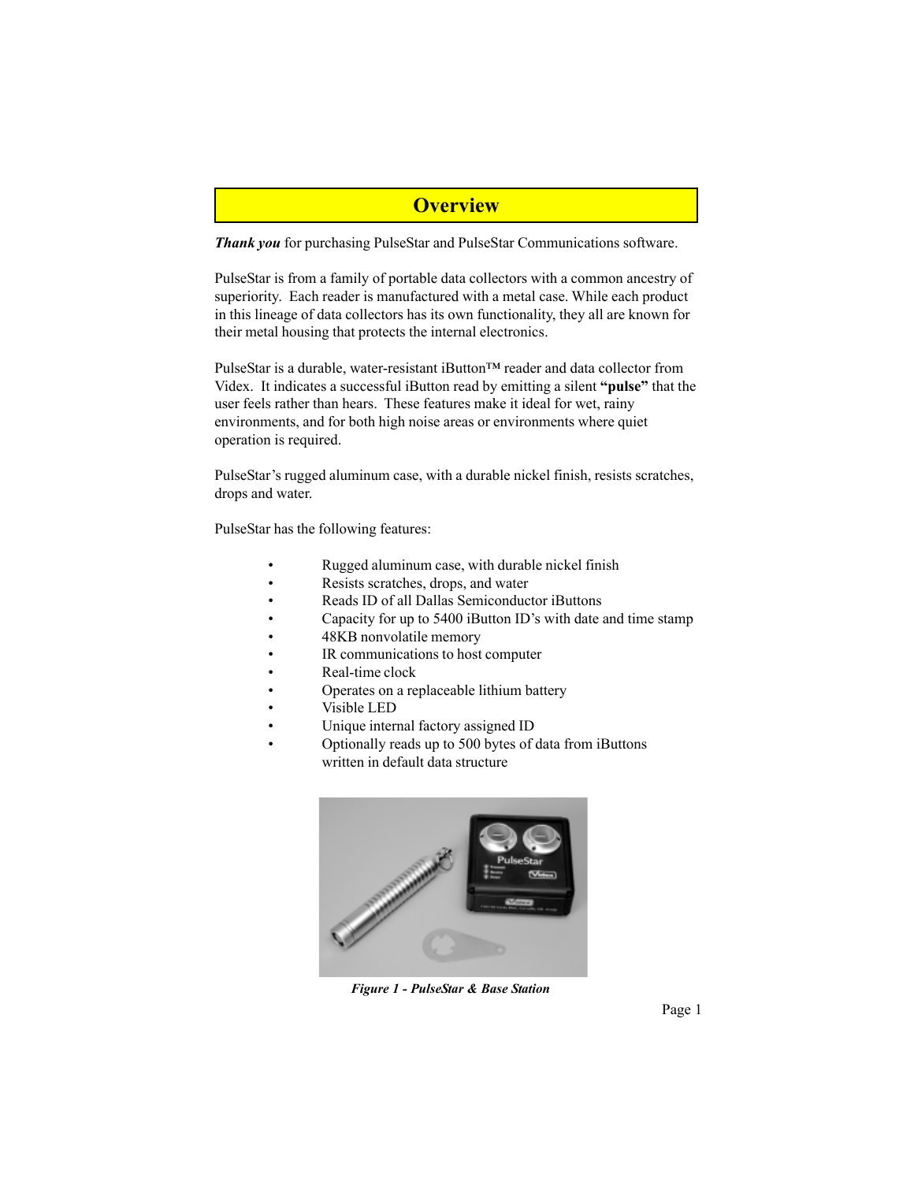# Overview

***Thank you*** for purchasing PulseStar and PulseStar Communications software.

PulseStar is from a family of portable data collectors with a common ancestry of superiority. Each reader is manufactured with a metal case. While each product in this lineage of data collectors has its own functionality, they all are known for their metal housing that protects the internal electronics.

PulseStar is a durable, water-resistant iButton™ reader and data collector from Videx. It indicates a successful iButton read by emitting a silent **"pulse"** that the user feels rather than hears. These features make it ideal for wet, rainy environments, and for both high noise areas or environments where quiet operation is required.

PulseStar's rugged aluminum case, with a durable nickel finish, resists scratches, drops and water.

PulseStar has the following features:

- Rugged aluminum case, with durable nickel finish
- Resists scratches, drops, and water
- Reads ID of all Dallas Semiconductor iButtons
- Capacity for up to 5400 iButton ID's with date and time stamp
- 48KB nonvolatile memory
- IR communications to host computer
- Real-time clock
- Operates on a replaceable lithium battery
- Visible LED
- Unique internal factory assigned ID
- Optionally reads up to 500 bytes of data from iButtons written in default data structure

***Figure 1 - PulseStar & Base Station***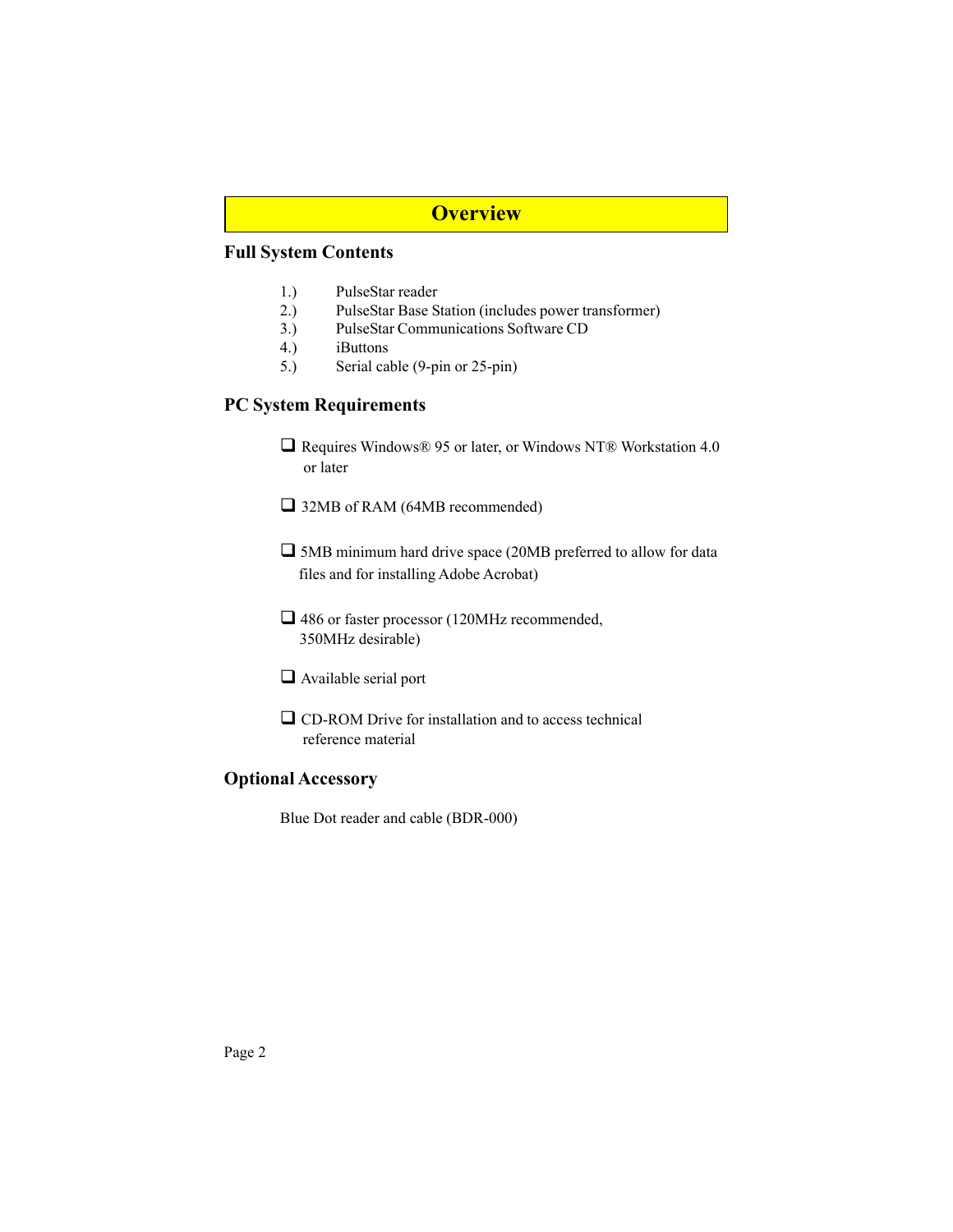# Overview

## Full System Contents

1.) PulseStar reader
2.) PulseStar Base Station (includes power transformer)
3.) PulseStar Communications Software CD
4.) iButtons
5.) Serial cable (9-pin or 25-pin)

## PC System Requirements

- Requires Windows® 95 or later, or Windows NT® Workstation 4.0 or later
- 32MB of RAM (64MB recommended)
- 5MB minimum hard drive space (20MB preferred to allow for data files and for installing Adobe Acrobat)
- 486 or faster processor (120MHz recommended, 350MHz desirable)
- Available serial port
- CD-ROM Drive for installation and to access technical reference material

## Optional Accessory

Blue Dot reader and cable (BDR-000)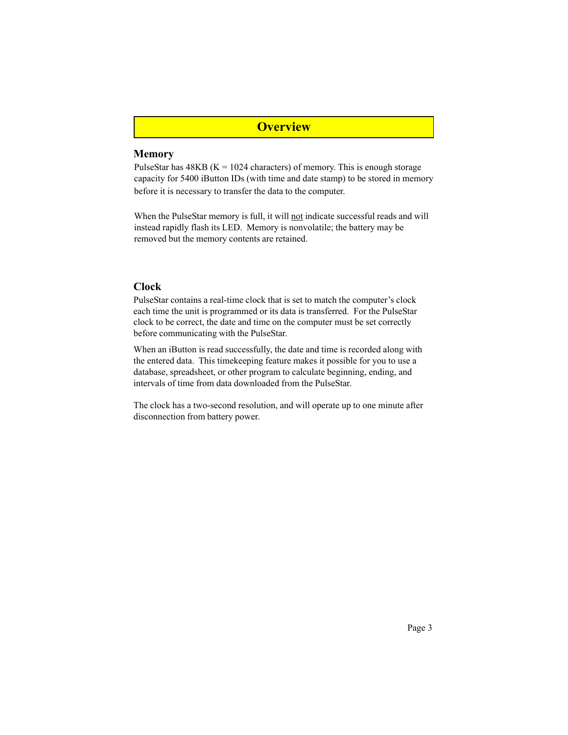# Overview

## Memory

PulseStar has 48KB (K = 1024 characters) of memory. This is enough storage capacity for 5400 iButton IDs (with time and date stamp) to be stored in memory before it is necessary to transfer the data to the computer.

When the PulseStar memory is full, it will <u>not</u> indicate successful reads and will instead rapidly flash its LED. Memory is nonvolatile; the battery may be removed but the memory contents are retained.

## Clock

PulseStar contains a real-time clock that is set to match the computer's clock each time the unit is programmed or its data is transferred. For the PulseStar clock to be correct, the date and time on the computer must be set correctly before communicating with the PulseStar.

When an iButton is read successfully, the date and time is recorded along with the entered data. This timekeeping feature makes it possible for you to use a database, spreadsheet, or other program to calculate beginning, ending, and intervals of time from data downloaded from the PulseStar.

The clock has a two-second resolution, and will operate up to one minute after disconnection from battery power.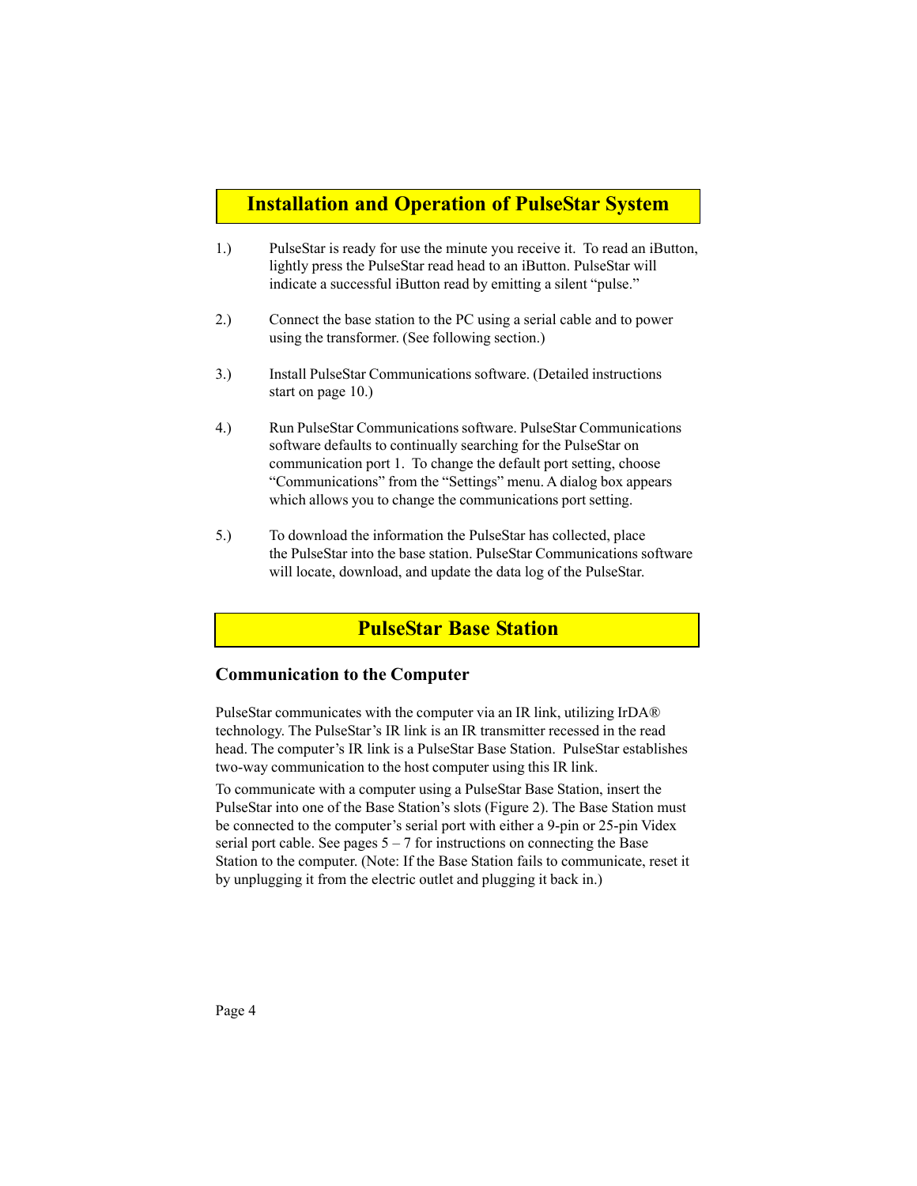## Installation and Operation of PulseStar System

1.) PulseStar is ready for use the minute you receive it. To read an iButton, lightly press the PulseStar read head to an iButton. PulseStar will indicate a successful iButton read by emitting a silent “pulse.”

2.) Connect the base station to the PC using a serial cable and to power using the transformer. (See following section.)

3.) Install PulseStar Communications software. (Detailed instructions start on page 10.)

4.) Run PulseStar Communications software. PulseStar Communications software defaults to continually searching for the PulseStar on communication port 1. To change the default port setting, choose “Communications” from the “Settings” menu. A dialog box appears which allows you to change the communications port setting.

5.) To download the information the PulseStar has collected, place the PulseStar into the base station. PulseStar Communications software will locate, download, and update the data log of the PulseStar.

## PulseStar Base Station

### Communication to the Computer

PulseStar communicates with the computer via an IR link, utilizing IrDA® technology. The PulseStar’s IR link is an IR transmitter recessed in the read head. The computer’s IR link is a PulseStar Base Station. PulseStar establishes two-way communication to the host computer using this IR link.

To communicate with a computer using a PulseStar Base Station, insert the PulseStar into one of the Base Station’s slots (Figure 2). The Base Station must be connected to the computer’s serial port with either a 9-pin or 25-pin Videx serial port cable. See pages 5 – 7 for instructions on connecting the Base Station to the computer. (Note: If the Base Station fails to communicate, reset it by unplugging it from the electric outlet and plugging it back in.)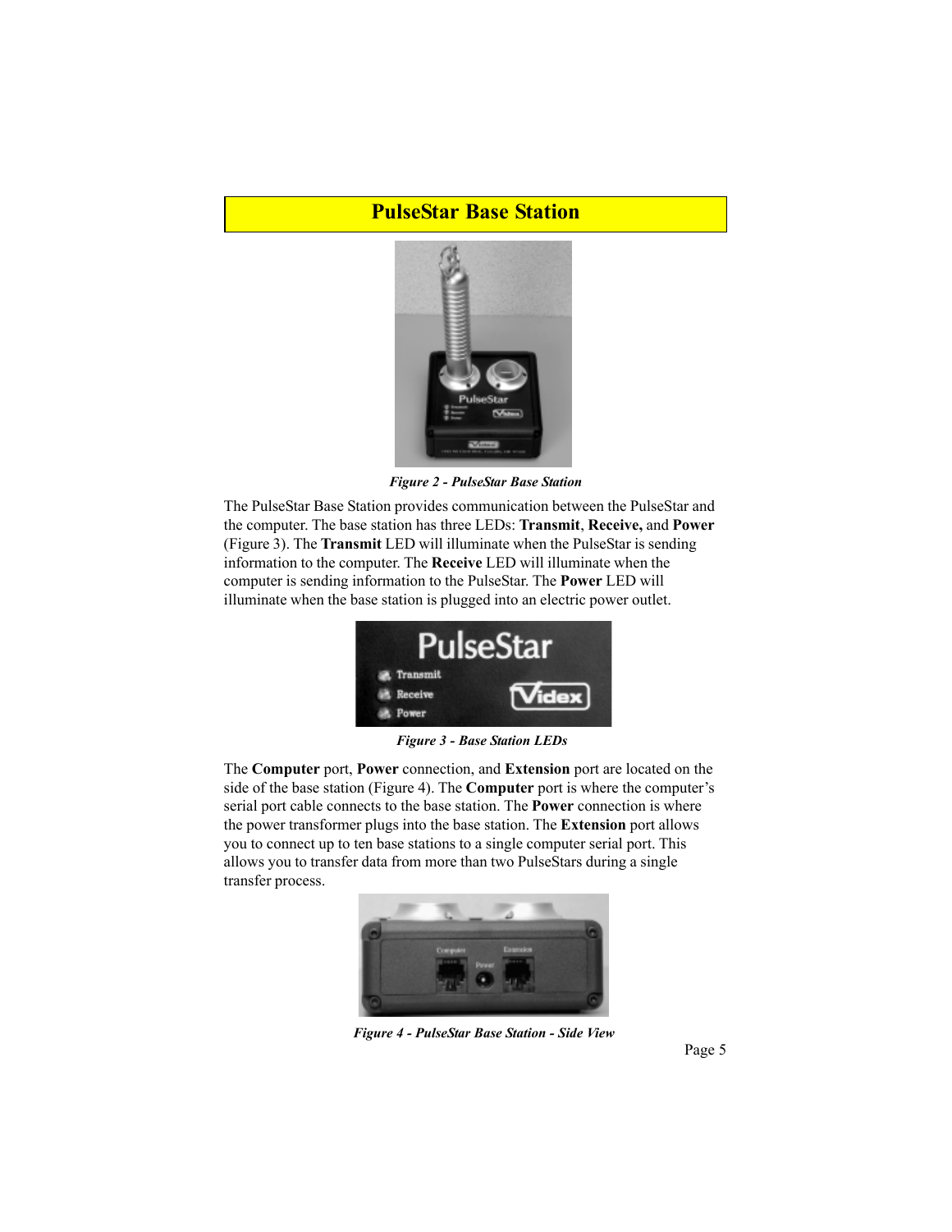# PulseStar Base Station

*Figure 2 - PulseStar Base Station*

The PulseStar Base Station provides communication between the PulseStar and the computer. The base station has three LEDs: **Transmit**, **Receive,** and **Power** (Figure 3). The **Transmit** LED will illuminate when the PulseStar is sending information to the computer. The **Receive** LED will illuminate when the computer is sending information to the PulseStar. The **Power** LED will illuminate when the base station is plugged into an electric power outlet.

*Figure 3 - Base Station LEDs*

The **Computer** port, **Power** connection, and **Extension** port are located on the side of the base station (Figure 4). The **Computer** port is where the computer's serial port cable connects to the base station. The **Power** connection is where the power transformer plugs into the base station. The **Extension** port allows you to connect up to ten base stations to a single computer serial port. This allows you to transfer data from more than two PulseStars during a single transfer process.

*Figure 4 - PulseStar Base Station - Side View*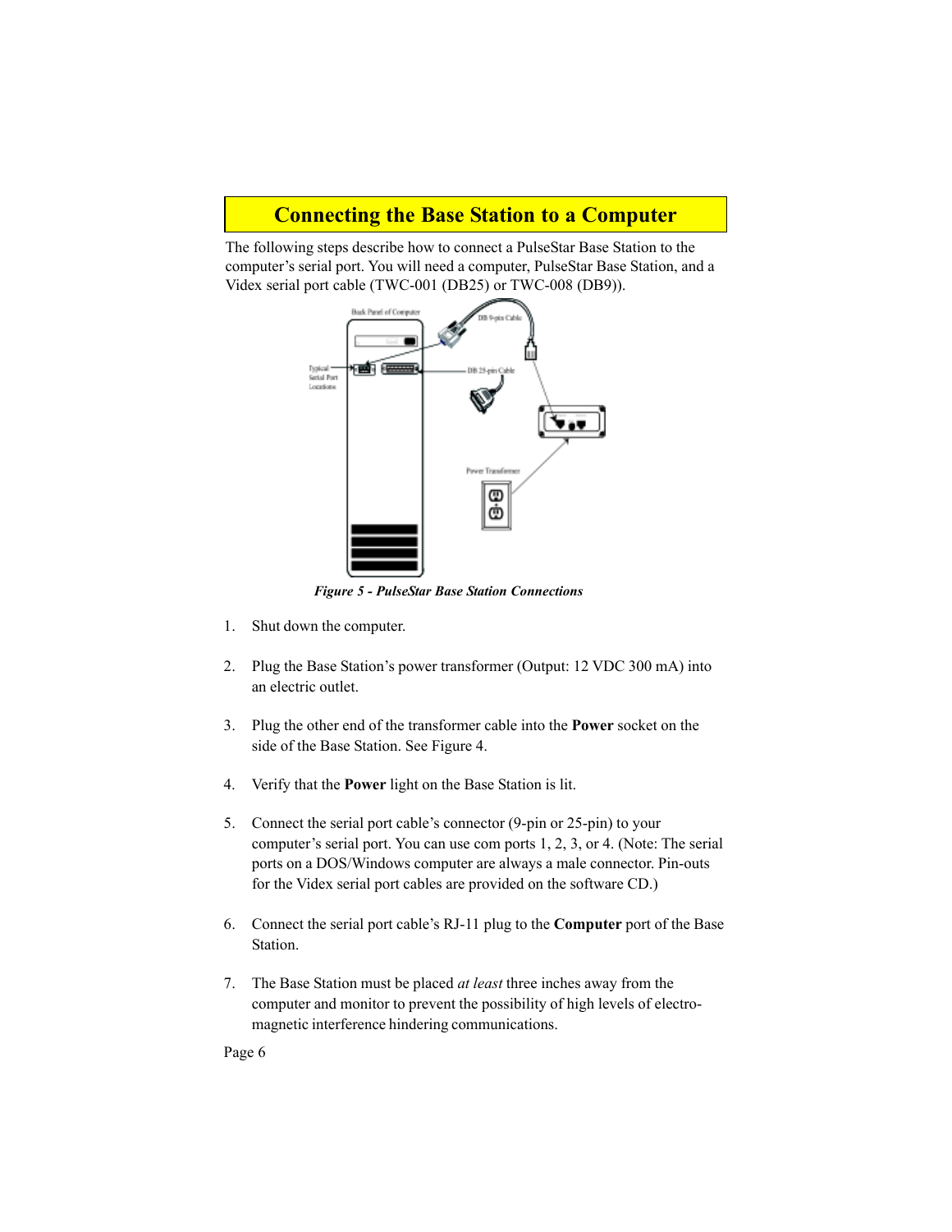# Connecting the Base Station to a Computer

The following steps describe how to connect a PulseStar Base Station to the computer's serial port. You will need a computer, PulseStar Base Station, and a Videx serial port cable (TWC-001 (DB25) or TWC-008 (DB9)).

*Figure 5 - PulseStar Base Station Connections*

1. Shut down the computer.

2. Plug the Base Station's power transformer (Output: 12 VDC 300 mA) into an electric outlet.

3. Plug the other end of the transformer cable into the **Power** socket on the side of the Base Station. See Figure 4.

4. Verify that the **Power** light on the Base Station is lit.

5. Connect the serial port cable's connector (9-pin or 25-pin) to your computer's serial port. You can use com ports 1, 2, 3, or 4. (Note: The serial ports on a DOS/Windows computer are always a male connector. Pin-outs for the Videx serial port cables are provided on the software CD.)

6. Connect the serial port cable's RJ-11 plug to the **Computer** port of the Base Station.

7. The Base Station must be placed *at least* three inches away from the computer and monitor to prevent the possibility of high levels of electro-magnetic interference hindering communications.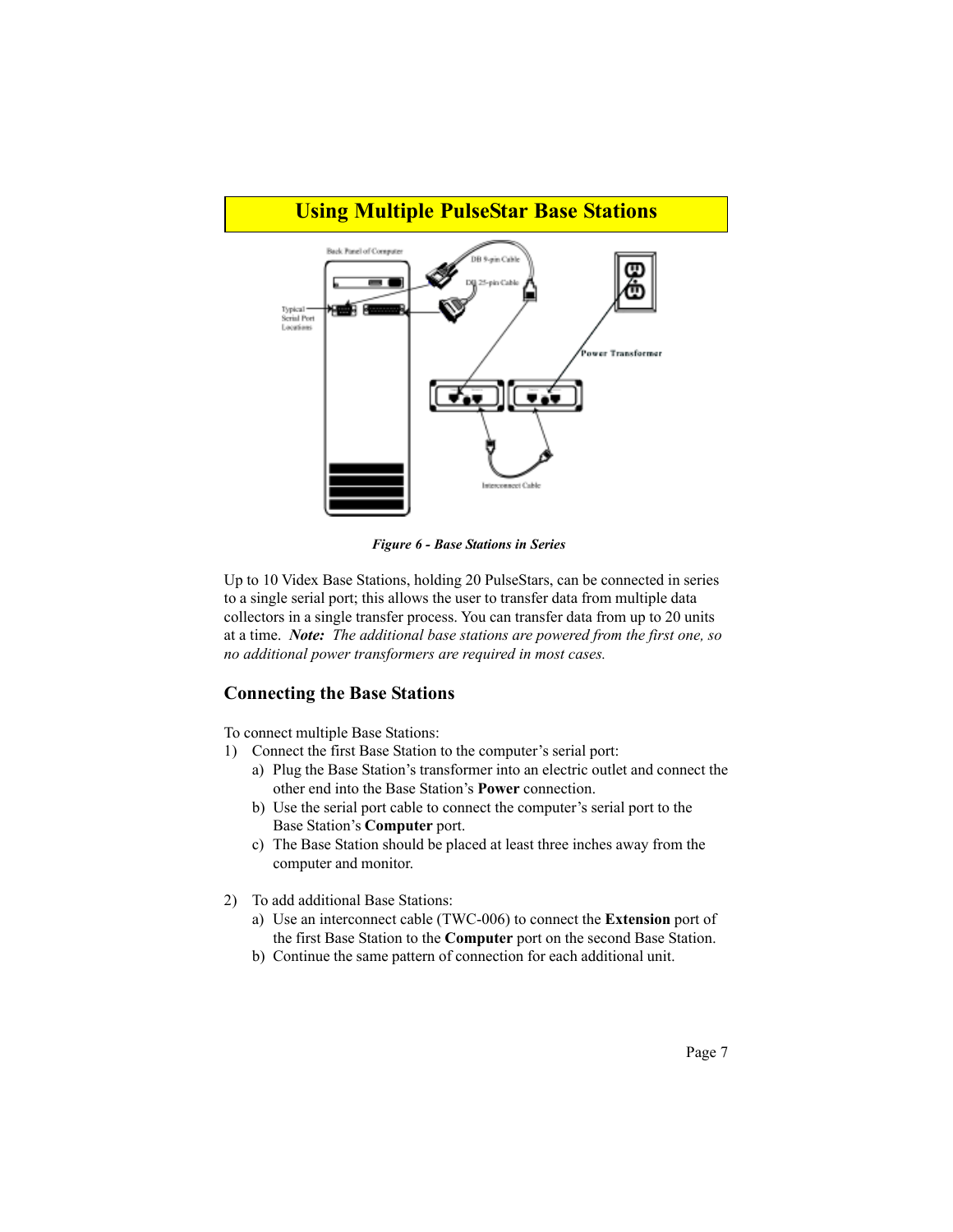# Using Multiple PulseStar Base Stations

*Figure 6 - Base Stations in Series*

Up to 10 Videx Base Stations, holding 20 PulseStars, can be connected in series to a single serial port; this allows the user to transfer data from multiple data collectors in a single transfer process. You can transfer data from up to 20 units at a time. ***Note:*** *The additional base stations are powered from the first one, so no additional power transformers are required in most cases.*

## Connecting the Base Stations

To connect multiple Base Stations:

1) Connect the first Base Station to the computer's serial port:
   a) Plug the Base Station's transformer into an electric outlet and connect the other end into the Base Station's **Power** connection.
   b) Use the serial port cable to connect the computer's serial port to the Base Station's **Computer** port.
   c) The Base Station should be placed at least three inches away from the computer and monitor.

2) To add additional Base Stations:
   a) Use an interconnect cable (TWC-006) to connect the **Extension** port of the first Base Station to the **Computer** port on the second Base Station.
   b) Continue the same pattern of connection for each additional unit.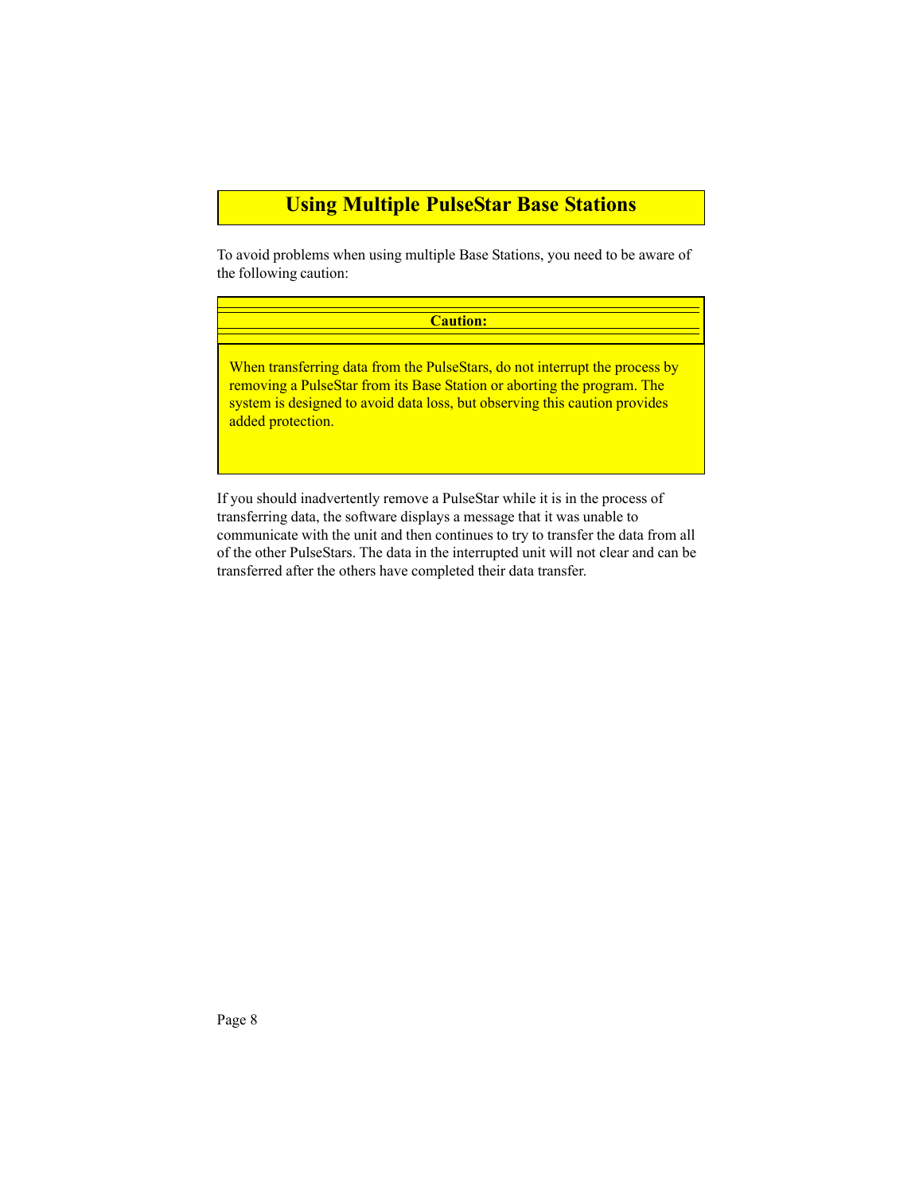# Using Multiple PulseStar Base Stations

To avoid problems when using multiple Base Stations, you need to be aware of the following caution:

**Caution:**

When transferring data from the PulseStars, do not interrupt the process by removing a PulseStar from its Base Station or aborting the program. The system is designed to avoid data loss, but observing this caution provides added protection.

If you should inadvertently remove a PulseStar while it is in the process of transferring data, the software displays a message that it was unable to communicate with the unit and then continues to try to transfer the data from all of the other PulseStars. The data in the interrupted unit will not clear and can be transferred after the others have completed their data transfer.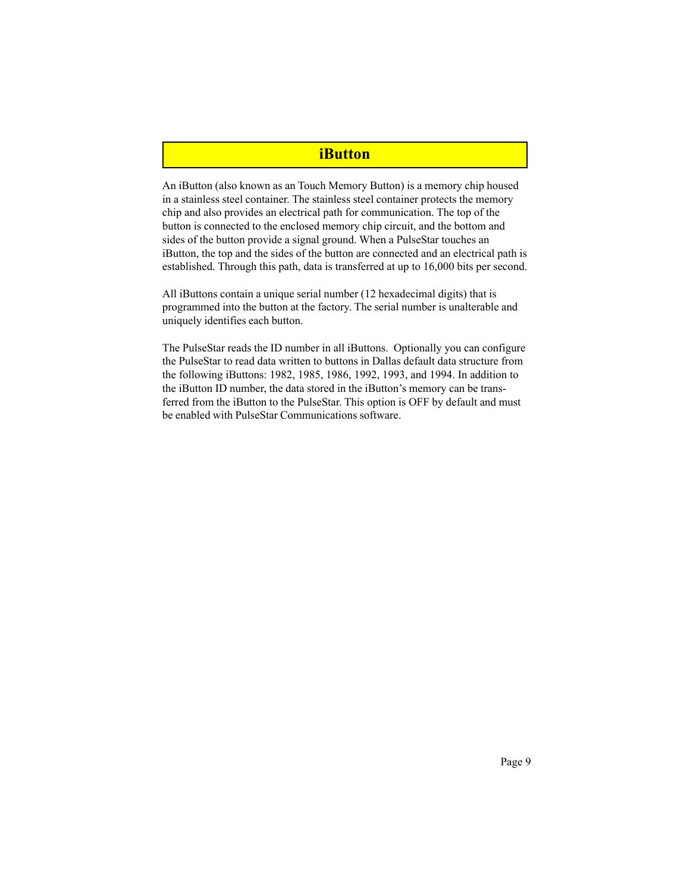# iButton

An iButton (also known as an Touch Memory Button) is a memory chip housed in a stainless steel container. The stainless steel container protects the memory chip and also provides an electrical path for communication. The top of the button is connected to the enclosed memory chip circuit, and the bottom and sides of the button provide a signal ground. When a PulseStar touches an iButton, the top and the sides of the button are connected and an electrical path is established. Through this path, data is transferred at up to 16,000 bits per second.

All iButtons contain a unique serial number (12 hexadecimal digits) that is programmed into the button at the factory. The serial number is unalterable and uniquely identifies each button.

The PulseStar reads the ID number in all iButtons. Optionally you can configure the PulseStar to read data written to buttons in Dallas default data structure from the following iButtons: 1982, 1985, 1986, 1992, 1993, and 1994. In addition to the iButton ID number, the data stored in the iButton's memory can be transferred from the iButton to the PulseStar. This option is OFF by default and must be enabled with PulseStar Communications software.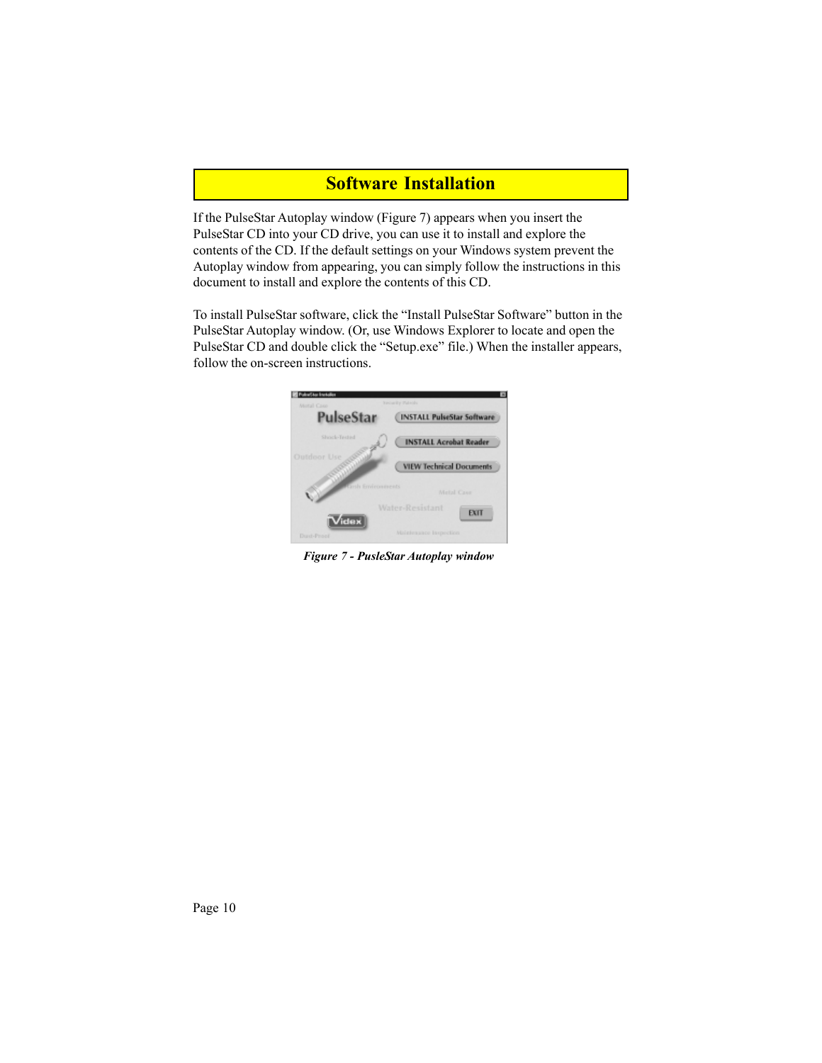# Software Installation

If the PulseStar Autoplay window (Figure 7) appears when you insert the PulseStar CD into your CD drive, you can use it to install and explore the contents of the CD. If the default settings on your Windows system prevent the Autoplay window from appearing, you can simply follow the instructions in this document to install and explore the contents of this CD.

To install PulseStar software, click the “Install PulseStar Software” button in the PulseStar Autoplay window. (Or, use Windows Explorer to locate and open the PulseStar CD and double click the “Setup.exe” file.) When the installer appears, follow the on-screen instructions.

***Figure 7 - PusleStar Autoplay window***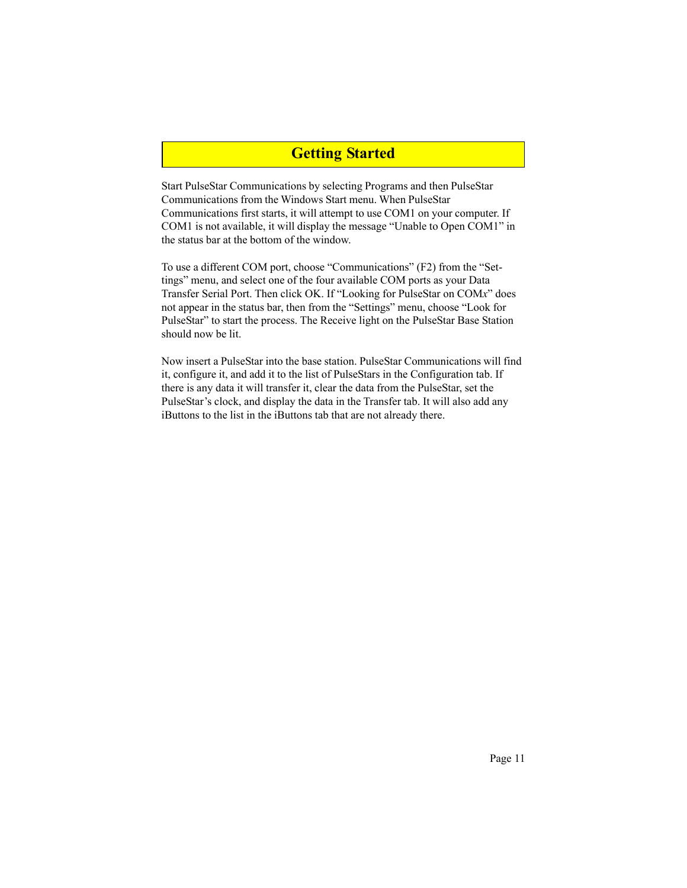# Getting Started

Start PulseStar Communications by selecting Programs and then PulseStar Communications from the Windows Start menu. When PulseStar Communications first starts, it will attempt to use COM1 on your computer. If COM1 is not available, it will display the message "Unable to Open COM1" in the status bar at the bottom of the window.

To use a different COM port, choose "Communications" (F2) from the "Settings" menu, and select one of the four available COM ports as your Data Transfer Serial Port. Then click OK. If "Looking for PulseStar on COM*x*" does not appear in the status bar, then from the "Settings" menu, choose "Look for PulseStar" to start the process. The Receive light on the PulseStar Base Station should now be lit.

Now insert a PulseStar into the base station. PulseStar Communications will find it, configure it, and add it to the list of PulseStars in the Configuration tab. If there is any data it will transfer it, clear the data from the PulseStar, set the PulseStar's clock, and display the data in the Transfer tab. It will also add any iButtons to the list in the iButtons tab that are not already there.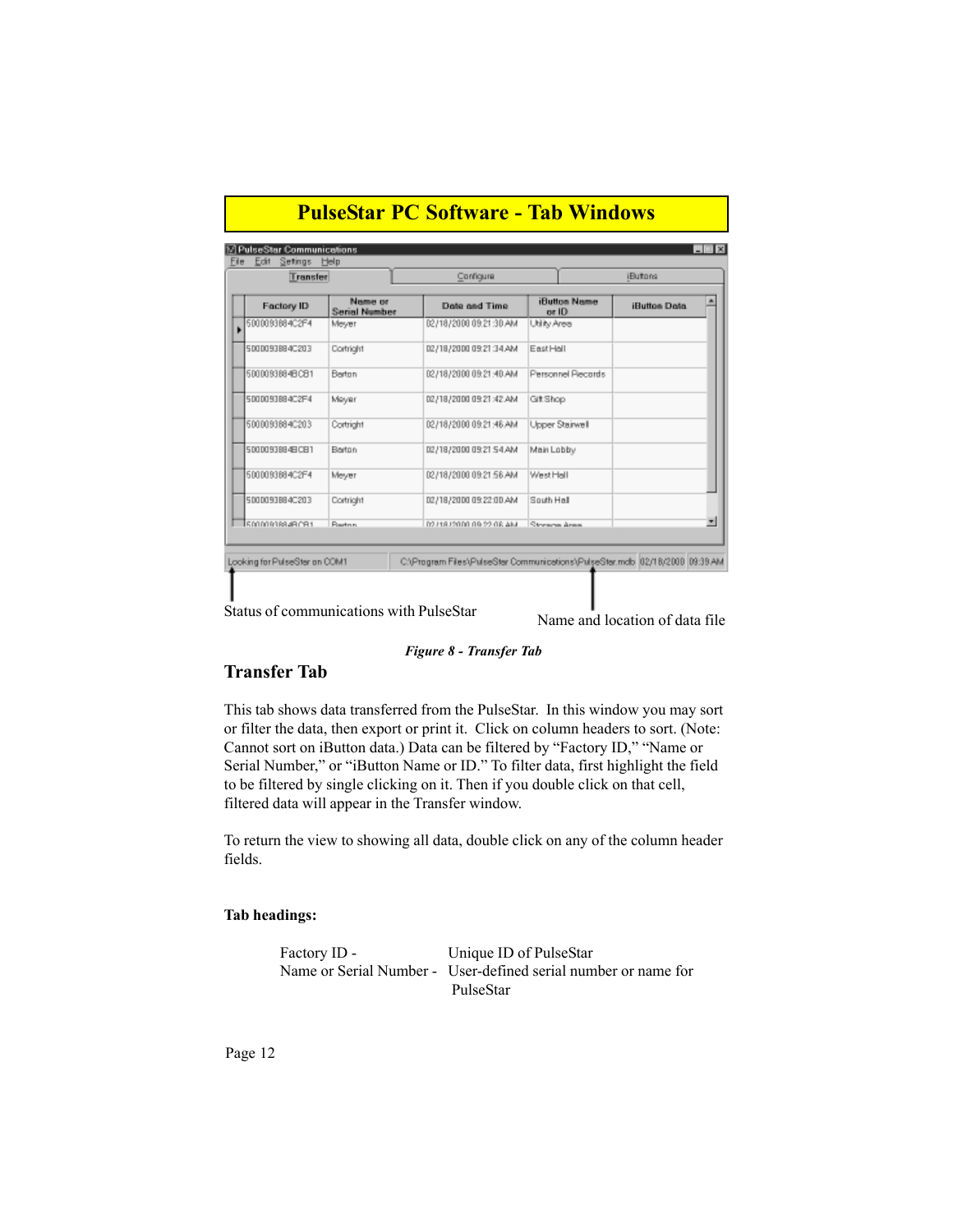# PulseStar PC Software - Tab Windows

Status of communications with PulseStar

Name and location of data file

*Figure 8 - Transfer Tab*

## Transfer Tab

This tab shows data transferred from the PulseStar. In this window you may sort or filter the data, then export or print it. Click on column headers to sort. (Note: Cannot sort on iButton data.) Data can be filtered by "Factory ID," "Name or Serial Number," or "iButton Name or ID." To filter data, first highlight the field to be filtered by single clicking on it. Then if you double click on that cell, filtered data will appear in the Transfer window.

To return the view to showing all data, double click on any of the column header fields.

**Tab headings:**

Factory ID - Unique ID of PulseStar

Name or Serial Number - User-defined serial number or name for PulseStar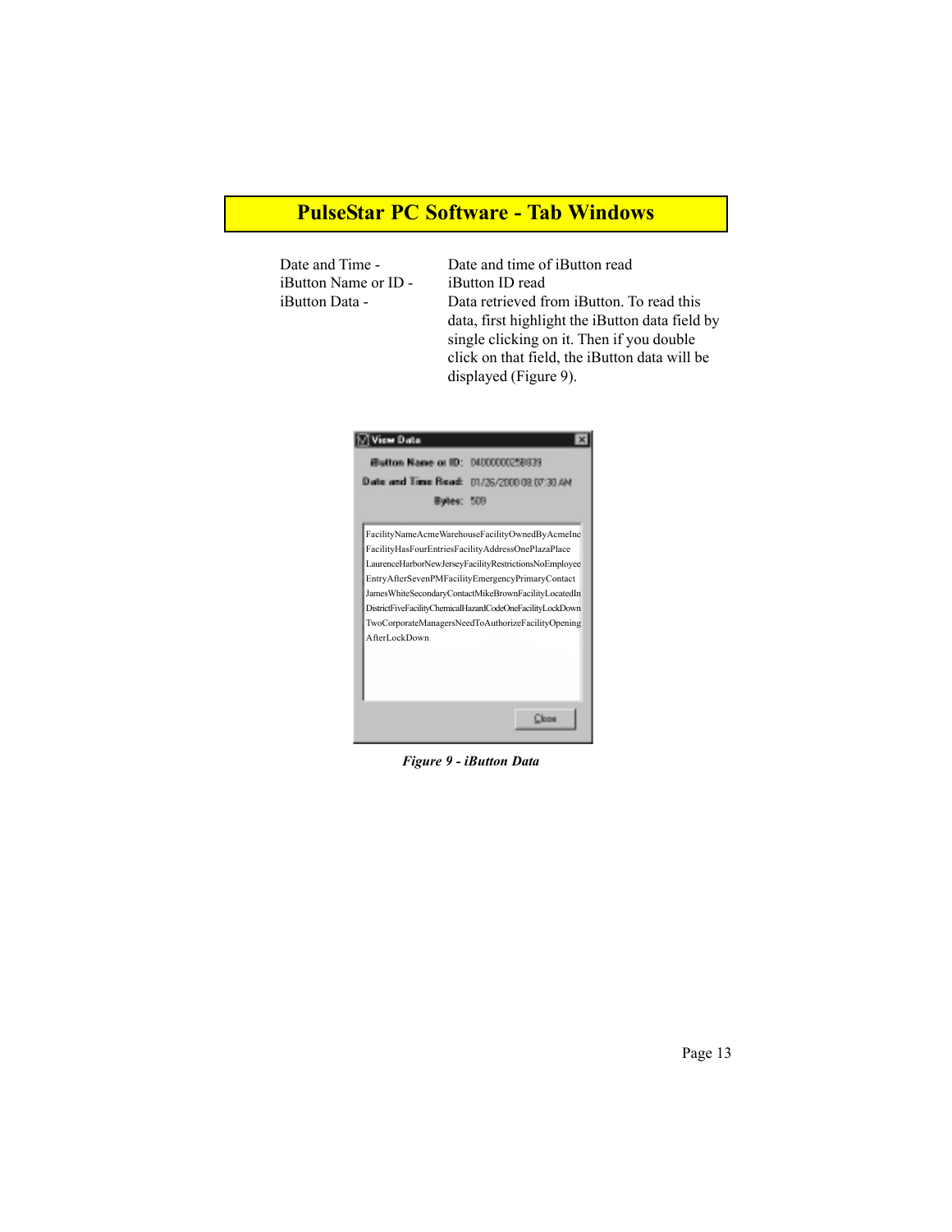## PulseStar PC Software - Tab Windows

| | |
|---|---|
| Date and Time - | Date and time of iButton read |
| iButton Name or ID - | iButton ID read |
| iButton Data - | Data retrieved from iButton. To read this data, first highlight the iButton data field by single clicking on it. Then if you double click on that field, the iButton data will be displayed (Figure 9). |

View Data

iButton Name or ID: 04000000258839

Date and Time Read: 01/26/2000 08:07:30 AM

Bytes: 509

FacilityNameAcmeWarehouseFacilityOwnedByAcmeInc
FacilityHasFourEntriesFacilityAddressOnePlazaPlace
LaurenceHarborNewJerseyFacilityRestrictionsNoEmployee
EntryAfterSevenPMFacilityEmergencyPrimaryContact
JamesWhiteSecondaryContactMikeBrownFacilityLocatedIn
DistrictFiveFacilityChemicalHazardCodeOneFacilityLockDown
TwoCorporateManagersNeedToAuthorizeFacilityOpening
AfterLockDown

Close

*Figure 9 - iButton Data*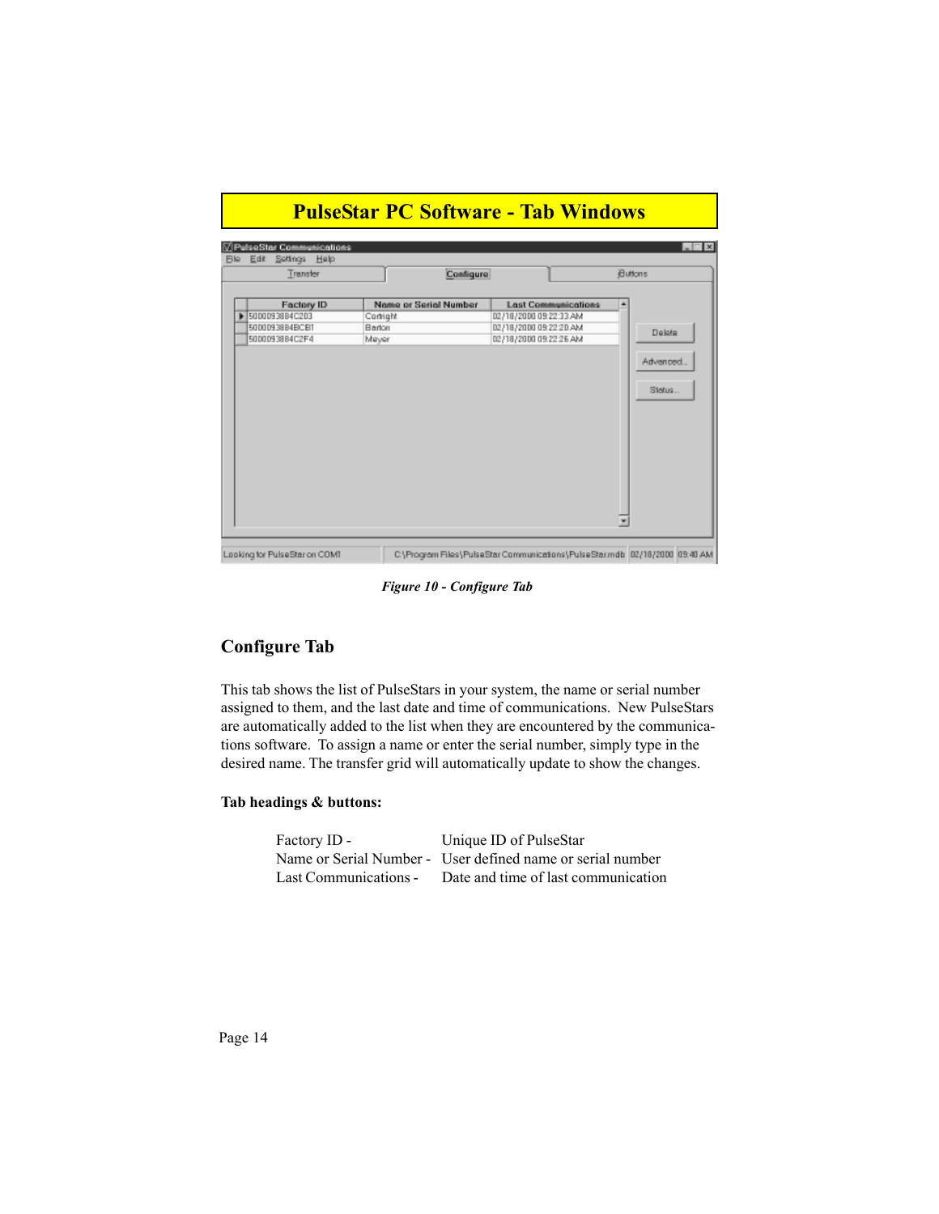# PulseStar PC Software - Tab Windows

*Figure 10 - Configure Tab*

## Configure Tab

This tab shows the list of PulseStars in your system, the name or serial number assigned to them, and the last date and time of communications. New PulseStars are automatically added to the list when they are encountered by the communications software. To assign a name or enter the serial number, simply type in the desired name. The transfer grid will automatically update to show the changes.

**Tab headings & buttons:**

| | |
|---|---|
| Factory ID - | Unique ID of PulseStar |
| Name or Serial Number - | User defined name or serial number |
| Last Communications - | Date and time of last communication |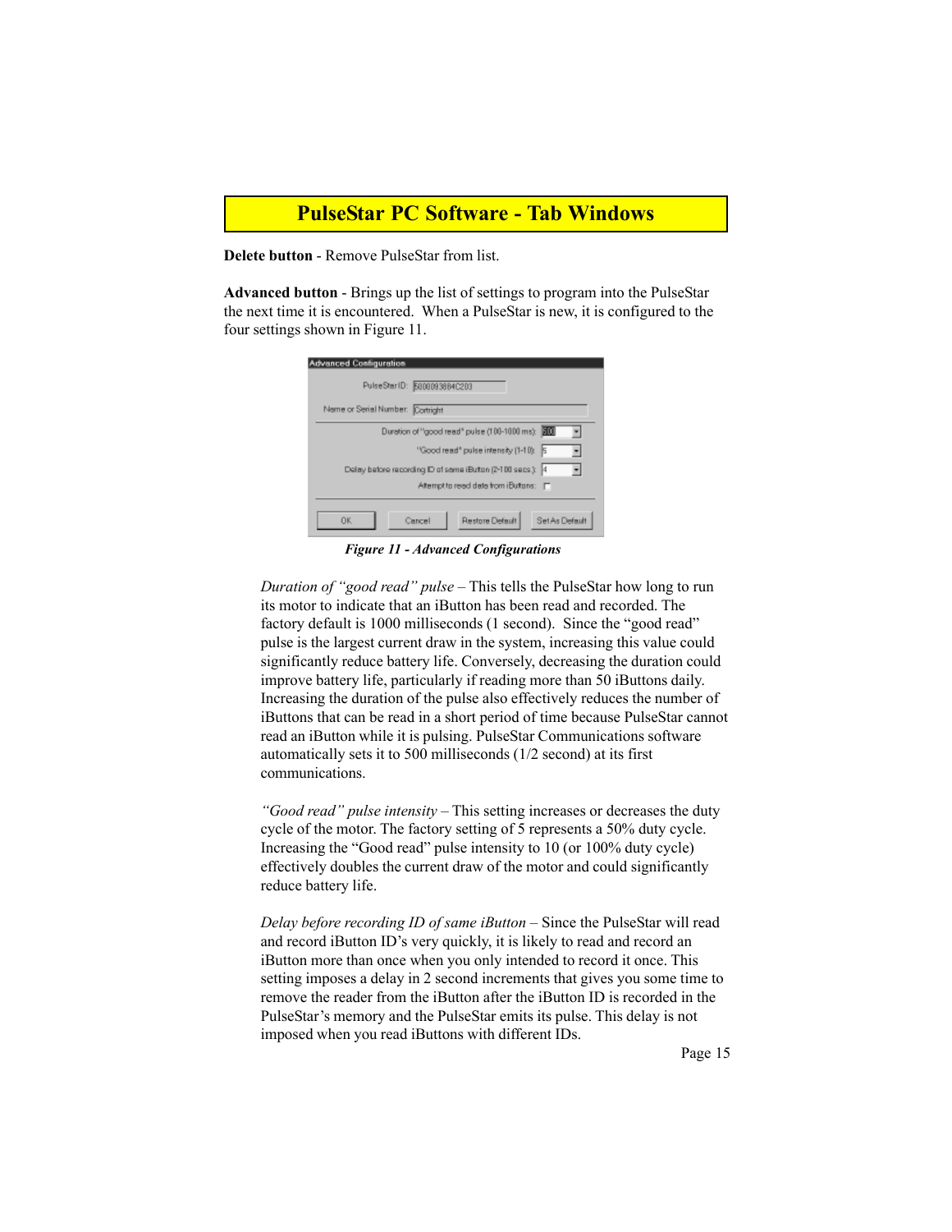## PulseStar PC Software - Tab Windows

**Delete button** - Remove PulseStar from list.

**Advanced button** - Brings up the list of settings to program into the PulseStar the next time it is encountered. When a PulseStar is new, it is configured to the four settings shown in Figure 11.

***Figure 11 - Advanced Configurations***

*Duration of "good read" pulse* – This tells the PulseStar how long to run its motor to indicate that an iButton has been read and recorded. The factory default is 1000 milliseconds (1 second). Since the "good read" pulse is the largest current draw in the system, increasing this value could significantly reduce battery life. Conversely, decreasing the duration could improve battery life, particularly if reading more than 50 iButtons daily. Increasing the duration of the pulse also effectively reduces the number of iButtons that can be read in a short period of time because PulseStar cannot read an iButton while it is pulsing. PulseStar Communications software automatically sets it to 500 milliseconds (1/2 second) at its first communications.

*"Good read" pulse intensity* – This setting increases or decreases the duty cycle of the motor. The factory setting of 5 represents a 50% duty cycle. Increasing the "Good read" pulse intensity to 10 (or 100% duty cycle) effectively doubles the current draw of the motor and could significantly reduce battery life.

*Delay before recording ID of same iButton* – Since the PulseStar will read and record iButton ID's very quickly, it is likely to read and record an iButton more than once when you only intended to record it once. This setting imposes a delay in 2 second increments that gives you some time to remove the reader from the iButton after the iButton ID is recorded in the PulseStar's memory and the PulseStar emits its pulse. This delay is not imposed when you read iButtons with different IDs.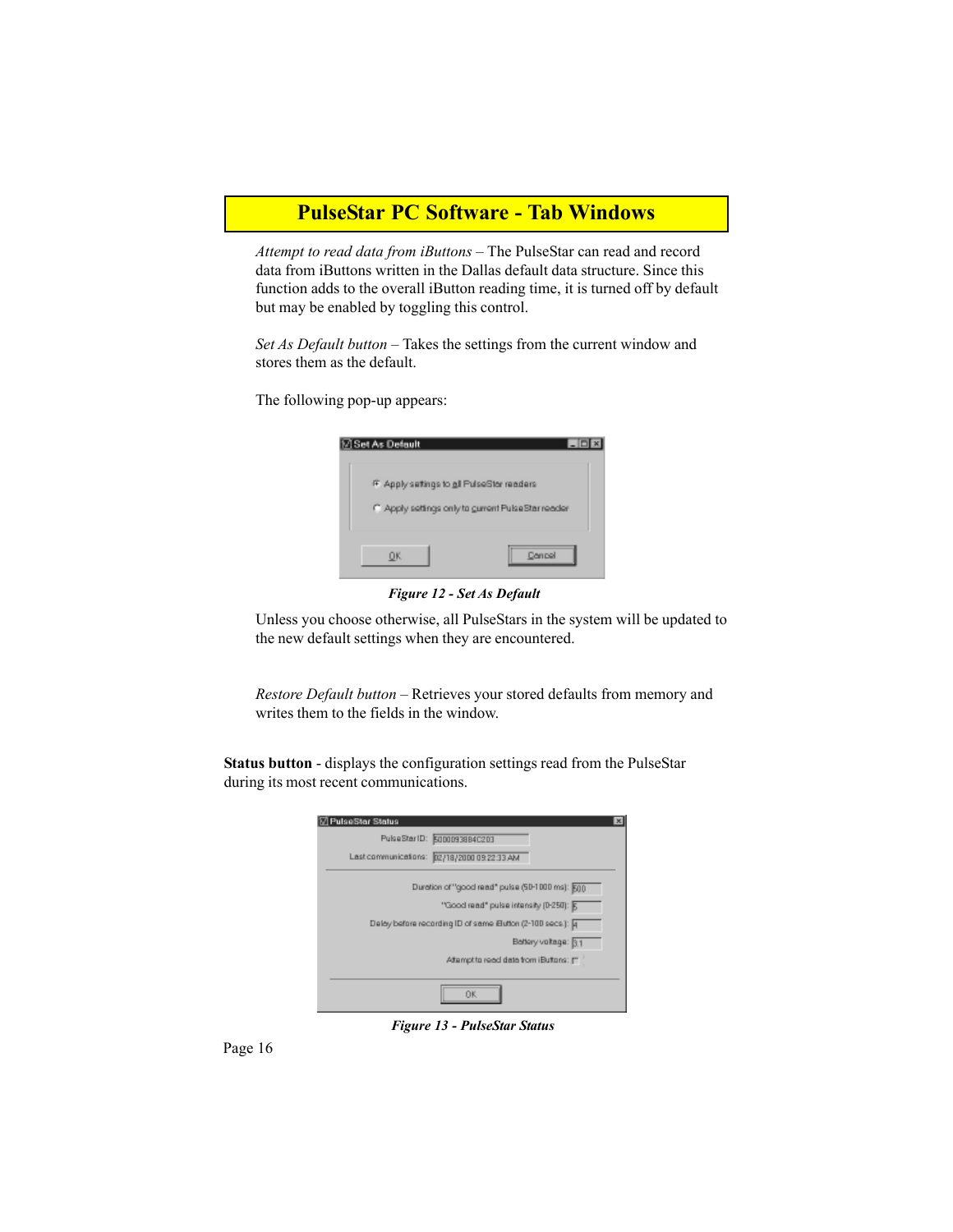## PulseStar PC Software - Tab Windows

*Attempt to read data from iButtons* – The PulseStar can read and record data from iButtons written in the Dallas default data structure. Since this function adds to the overall iButton reading time, it is turned off by default but may be enabled by toggling this control.

*Set As Default button* – Takes the settings from the current window and stores them as the default.

The following pop-up appears:

**Figure 12 - Set As Default**

Unless you choose otherwise, all PulseStars in the system will be updated to the new default settings when they are encountered.

*Restore Default button* – Retrieves your stored defaults from memory and writes them to the fields in the window.

**Status button** - displays the configuration settings read from the PulseStar during its most recent communications.

**Figure 13 - PulseStar Status**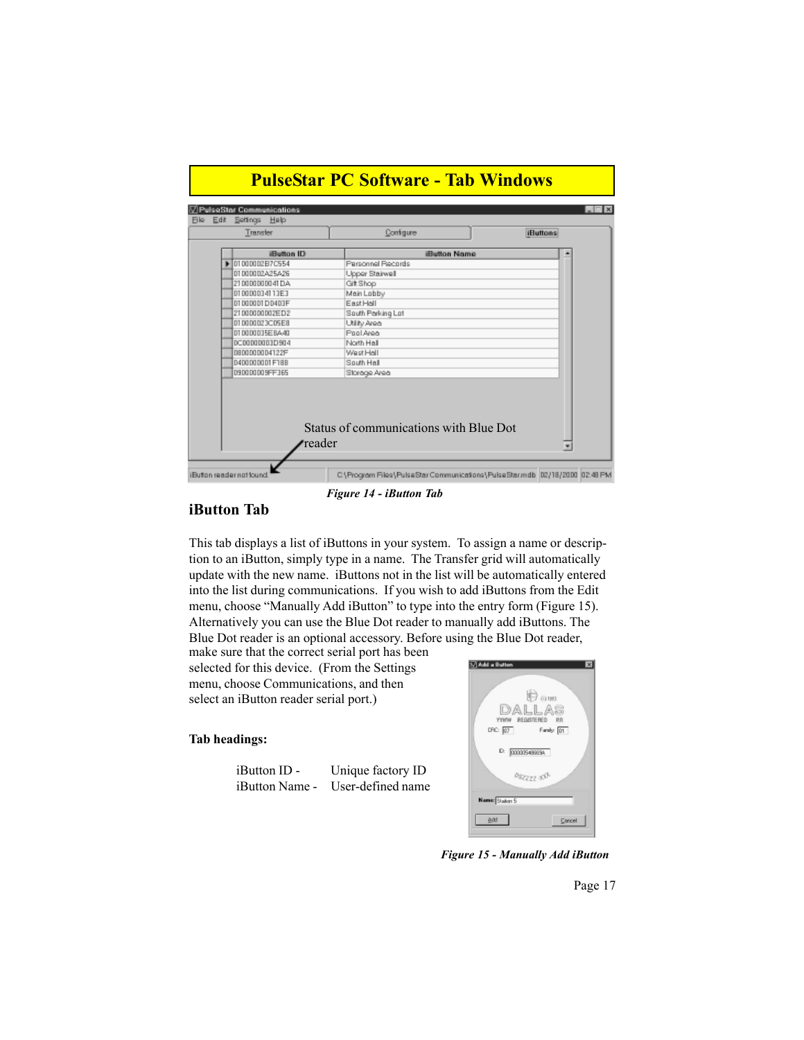## PulseStar PC Software - Tab Windows

Status of communications with Blue Dot reader

*Figure 14 - iButton Tab*

### iButton Tab

This tab displays a list of iButtons in your system. To assign a name or description to an iButton, simply type in a name. The Transfer grid will automatically update with the new name. iButtons not in the list will be automatically entered into the list during communications. If you wish to add iButtons from the Edit menu, choose "Manually Add iButton" to type into the entry form (Figure 15). Alternatively you can use the Blue Dot reader to manually add iButtons. The Blue Dot reader is an optional accessory. Before using the Blue Dot reader, make sure that the correct serial port has been selected for this device. (From the Settings menu, choose Communications, and then select an iButton reader serial port.)

**Tab headings:**

| | |
|---|---|
| iButton ID - | Unique factory ID |
| iButton Name - | User-defined name |

*Figure 15 - Manually Add iButton*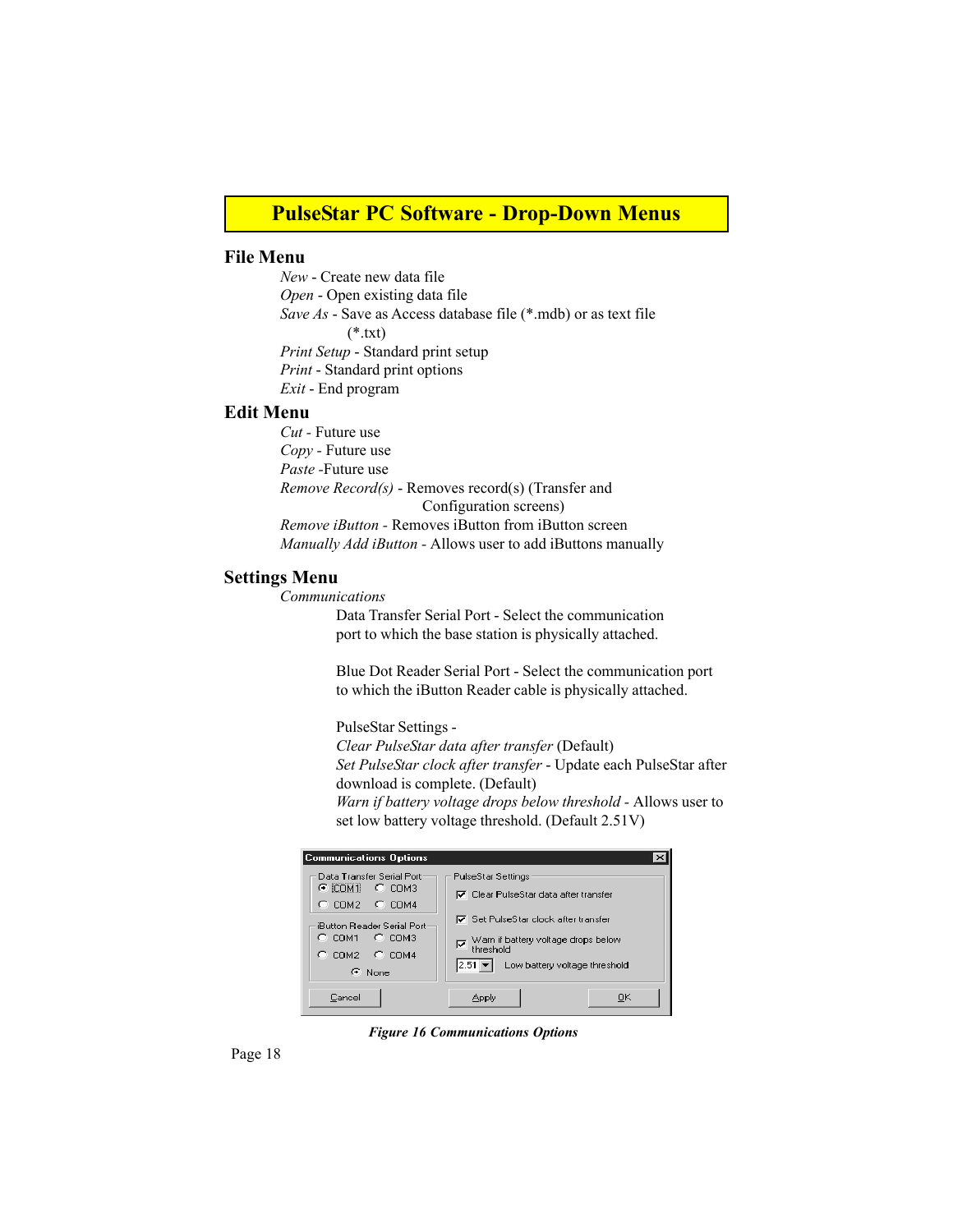# PulseStar PC Software - Drop-Down Menus

## File Menu

*New* - Create new data file
*Open* - Open existing data file
*Save As* - Save as Access database file (*.mdb) or as text file (*.txt)
*Print Setup* - Standard print setup
*Print* - Standard print options
*Exit* - End program

## Edit Menu

*Cut* - Future use
*Copy* - Future use
*Paste* -Future use
*Remove Record(s)* - Removes record(s) (Transfer and Configuration screens)
*Remove iButton* - Removes iButton from iButton screen
*Manually Add iButton* - Allows user to add iButtons manually

## Settings Menu

*Communications*

Data Transfer Serial Port - Select the communication port to which the base station is physically attached.

Blue Dot Reader Serial Port - Select the communication port to which the iButton Reader cable is physically attached.

PulseStar Settings -
*Clear PulseStar data after transfer* (Default)
*Set PulseStar clock after transfer* - Update each PulseStar after download is complete. (Default)
*Warn if battery voltage drops below threshold* - Allows user to set low battery voltage threshold. (Default 2.51V)

***Figure 16 Communications Options***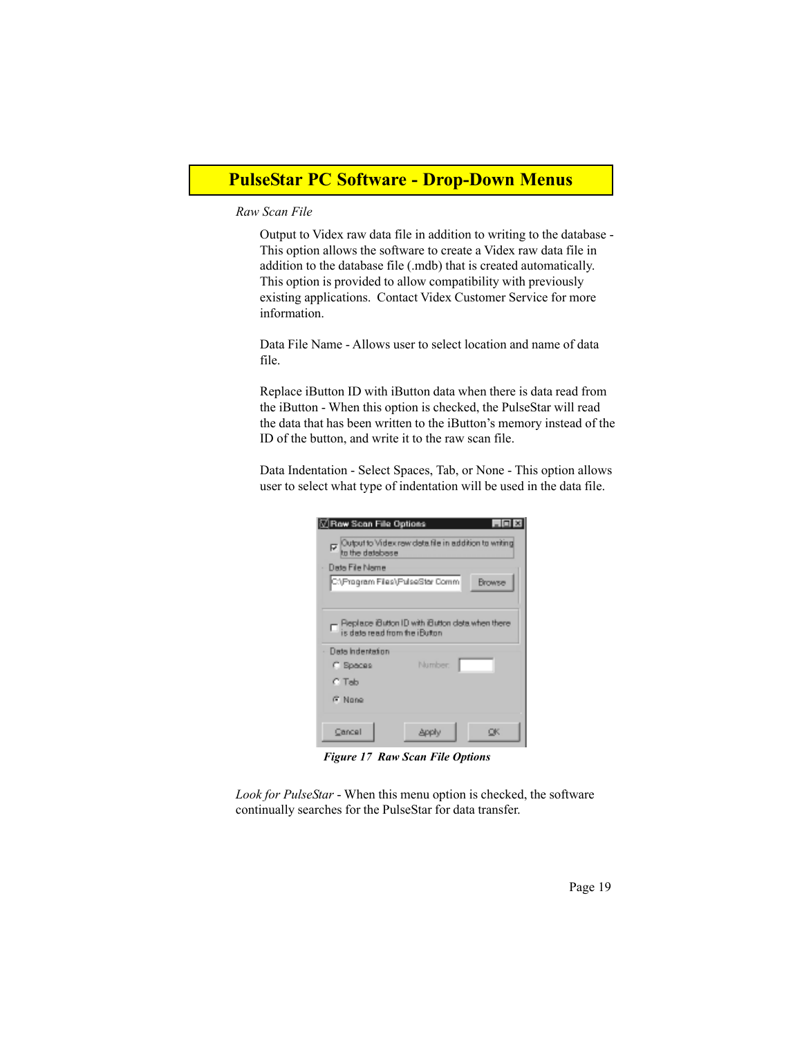# PulseStar PC Software - Drop-Down Menus

*Raw Scan File*

Output to Videx raw data file in addition to writing to the database - This option allows the software to create a Videx raw data file in addition to the database file (.mdb) that is created automatically. This option is provided to allow compatibility with previously existing applications. Contact Videx Customer Service for more information.

Data File Name - Allows user to select location and name of data file.

Replace iButton ID with iButton data when there is data read from the iButton - When this option is checked, the PulseStar will read the data that has been written to the iButton's memory instead of the ID of the button, and write it to the raw scan file.

Data Indentation - Select Spaces, Tab, or None - This option allows user to select what type of indentation will be used in the data file.

***Figure 17 Raw Scan File Options***

*Look for PulseStar* - When this menu option is checked, the software continually searches for the PulseStar for data transfer.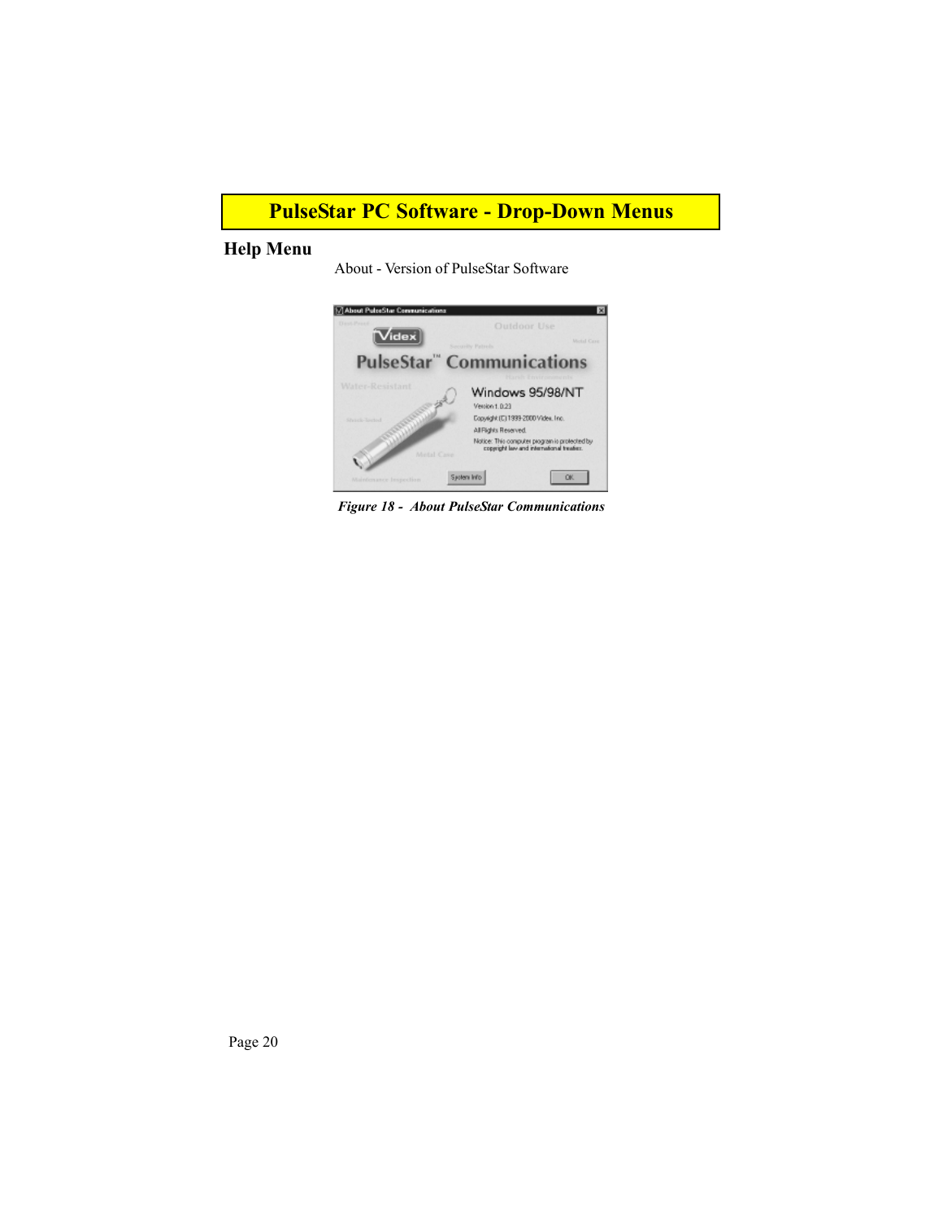# PulseStar PC Software - Drop-Down Menus

## Help Menu

About - Version of PulseStar Software

*Figure 18 - About PulseStar Communications*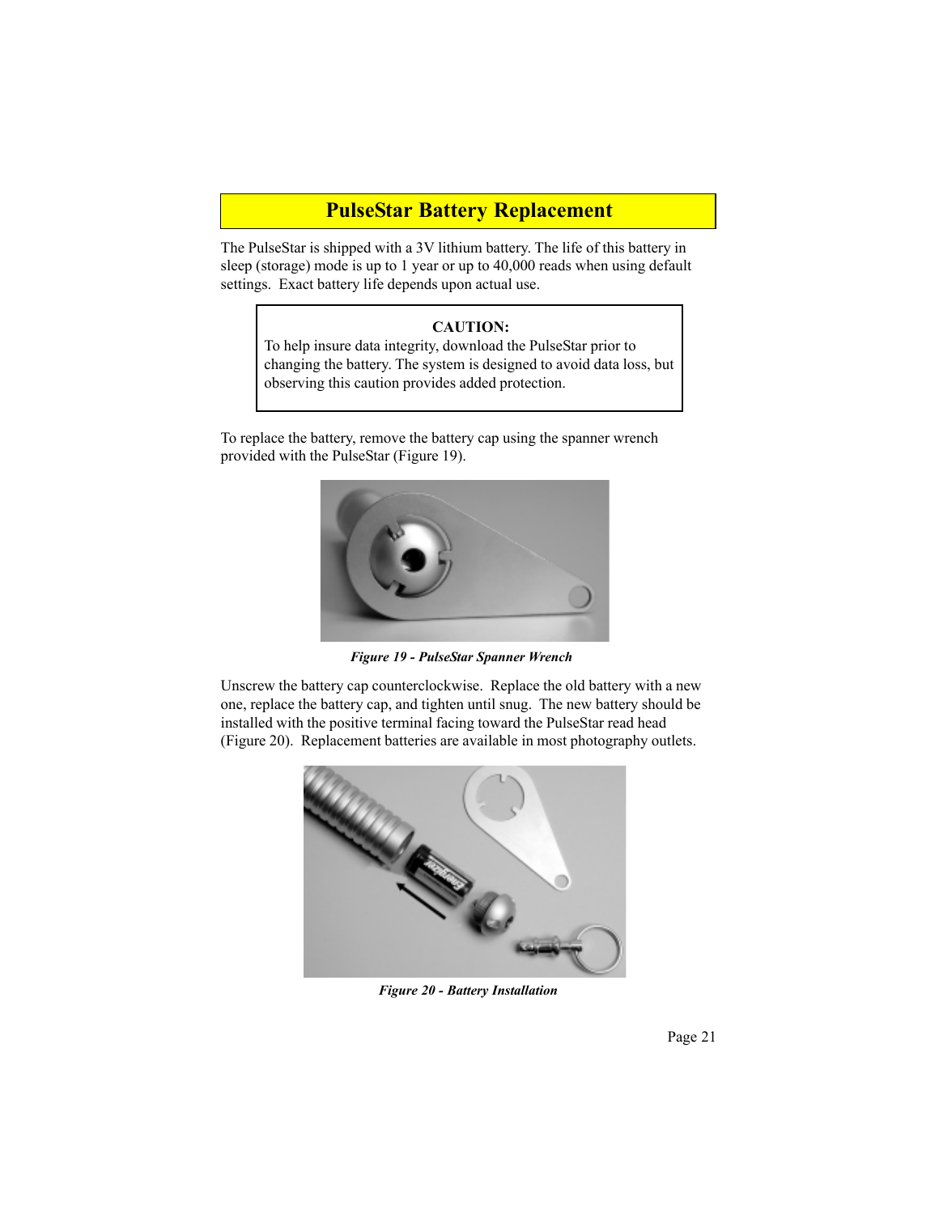# PulseStar Battery Replacement

The PulseStar is shipped with a 3V lithium battery. The life of this battery in sleep (storage) mode is up to 1 year or up to 40,000 reads when using default settings. Exact battery life depends upon actual use.

> **CAUTION:**
> To help insure data integrity, download the PulseStar prior to changing the battery. The system is designed to avoid data loss, but observing this caution provides added protection.

To replace the battery, remove the battery cap using the spanner wrench provided with the PulseStar (Figure 19).

***Figure 19 - PulseStar Spanner Wrench***

Unscrew the battery cap counterclockwise. Replace the old battery with a new one, replace the battery cap, and tighten until snug. The new battery should be installed with the positive terminal facing toward the PulseStar read head (Figure 20). Replacement batteries are available in most photography outlets.

***Figure 20 - Battery Installation***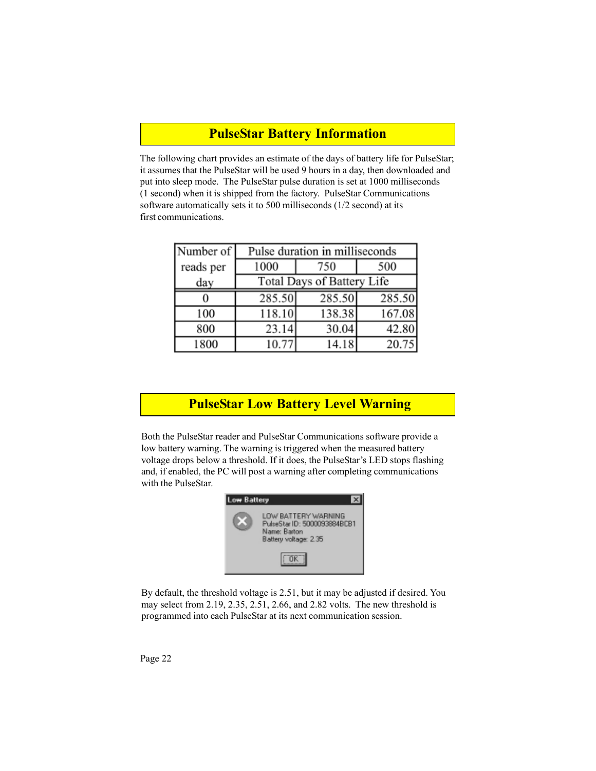## PulseStar Battery Information

The following chart provides an estimate of the days of battery life for PulseStar; it assumes that the PulseStar will be used 9 hours in a day, then downloaded and put into sleep mode. The PulseStar pulse duration is set at 1000 milliseconds (1 second) when it is shipped from the factory. PulseStar Communications software automatically sets it to 500 milliseconds (1/2 second) at its first communications.

| Number of reads per day | Pulse duration in milliseconds | | |
|---|---|---|---|
| | 1000 | 750 | 500 |
| | Total Days of Battery Life | | |
| 0 | 285.50 | 285.50 | 285.50 |
| 100 | 118.10 | 138.38 | 167.08 |
| 800 | 23.14 | 30.04 | 42.80 |
| 1800 | 10.77 | 14.18 | 20.75 |

## PulseStar Low Battery Level Warning

Both the PulseStar reader and PulseStar Communications software provide a low battery warning. The warning is triggered when the measured battery voltage drops below a threshold. If it does, the PulseStar's LED stops flashing and, if enabled, the PC will post a warning after completing communications with the PulseStar.

Low Battery

LOW BATTERY WARNING
PulseStar ID: 5000093884BCB1
Name: Barton
Battery voltage: 2.35

OK

By default, the threshold voltage is 2.51, but it may be adjusted if desired. You may select from 2.19, 2.35, 2.51, 2.66, and 2.82 volts. The new threshold is programmed into each PulseStar at its next communication session.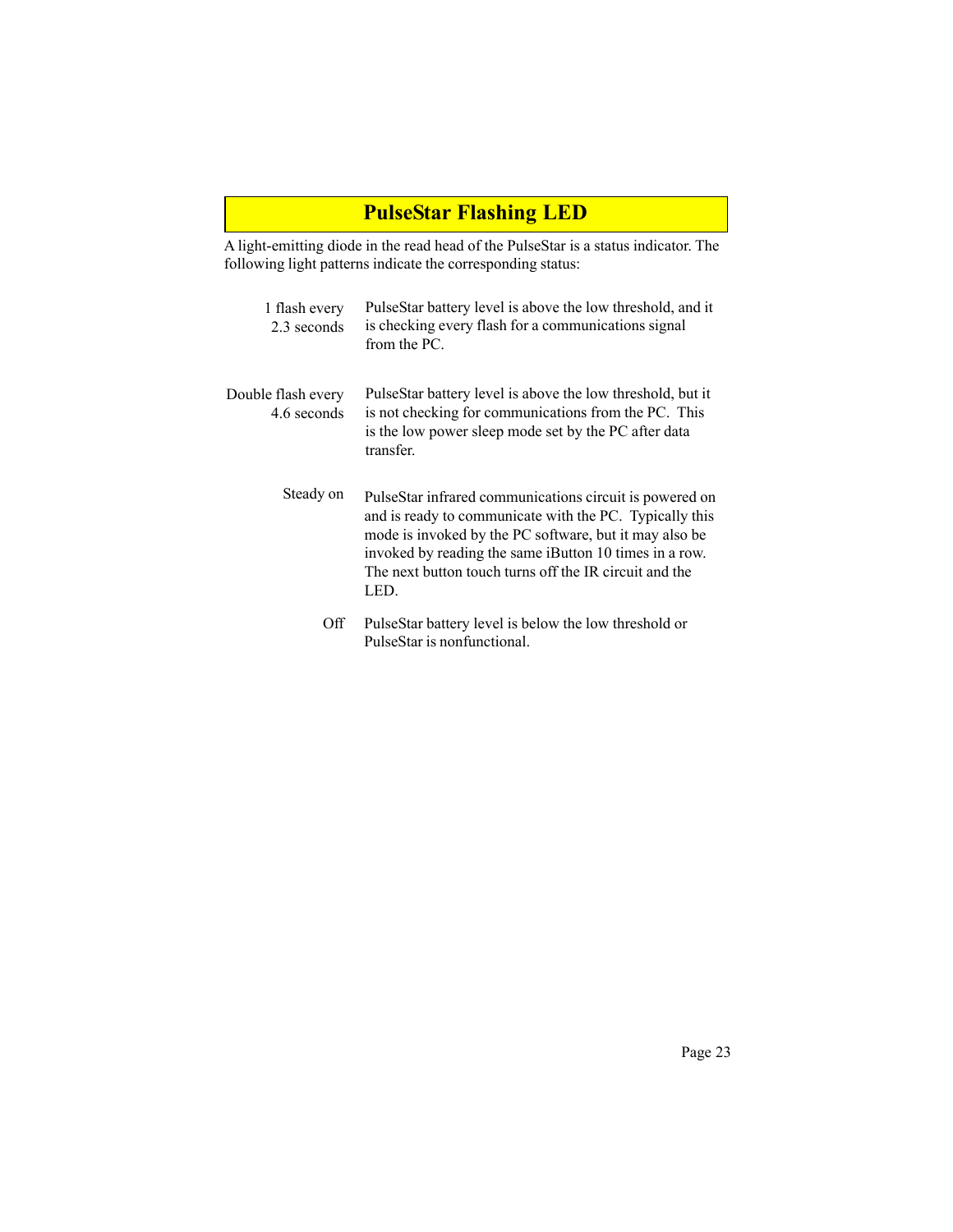## PulseStar Flashing LED

A light-emitting diode in the read head of the PulseStar is a status indicator. The following light patterns indicate the corresponding status:

| | |
|---|---|
| 1 flash every 2.3 seconds | PulseStar battery level is above the low threshold, and it is checking every flash for a communications signal from the PC. |
| Double flash every 4.6 seconds | PulseStar battery level is above the low threshold, but it is not checking for communications from the PC. This is the low power sleep mode set by the PC after data transfer. |
| Steady on | PulseStar infrared communications circuit is powered on and is ready to communicate with the PC. Typically this mode is invoked by the PC software, but it may also be invoked by reading the same iButton 10 times in a row. The next button touch turns off the IR circuit and the LED. |
| Off | PulseStar battery level is below the low threshold or PulseStar is nonfunctional. |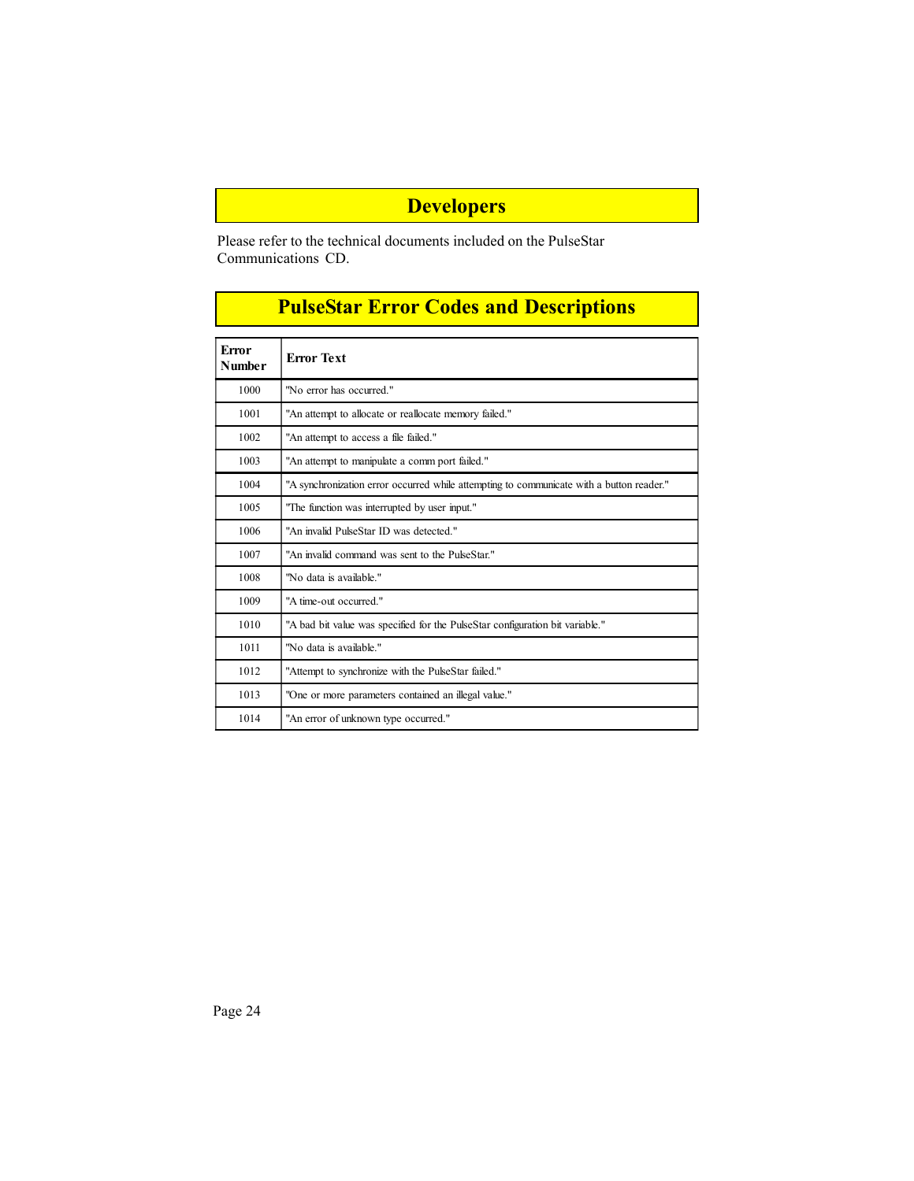## Developers

Please refer to the technical documents included on the PulseStar Communications CD.

## PulseStar Error Codes and Descriptions

| Error Number | Error Text |
|---|---|
| 1000 | "No error has occurred." |
| 1001 | "An attempt to allocate or reallocate memory failed." |
| 1002 | "An attempt to access a file failed." |
| 1003 | "An attempt to manipulate a comm port failed." |
| 1004 | "A synchronization error occurred while attempting to communicate with a button reader." |
| 1005 | "The function was interrupted by user input." |
| 1006 | "An invalid PulseStar ID was detected." |
| 1007 | "An invalid command was sent to the PulseStar." |
| 1008 | "No data is available." |
| 1009 | "A time-out occurred." |
| 1010 | "A bad bit value was specified for the PulseStar configuration bit variable." |
| 1011 | "No data is available." |
| 1012 | "Attempt to synchronize with the PulseStar failed." |
| 1013 | "One or more parameters contained an illegal value." |
| 1014 | "An error of unknown type occurred." |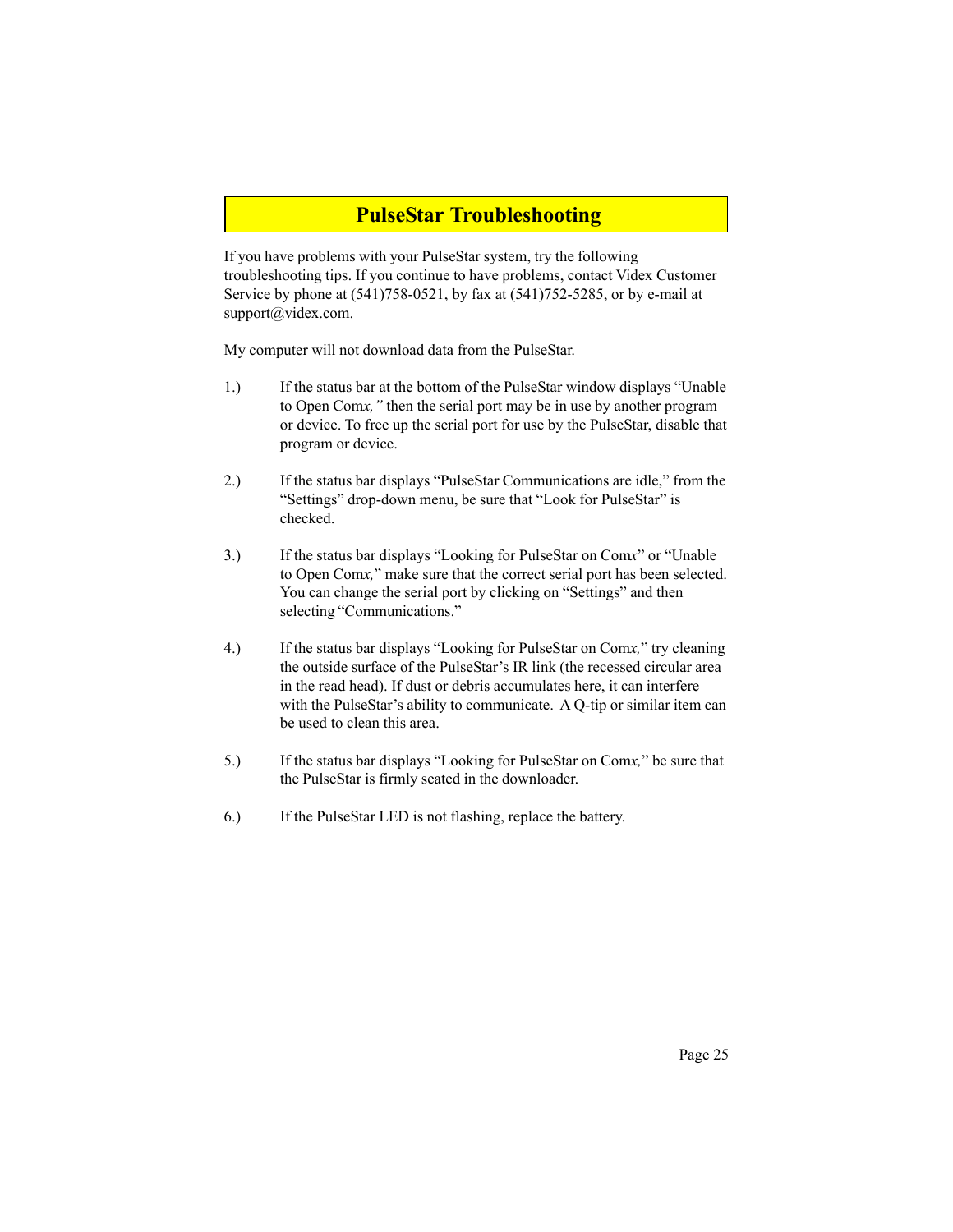# PulseStar Troubleshooting

If you have problems with your PulseStar system, try the following troubleshooting tips. If you continue to have problems, contact Videx Customer Service by phone at (541)758-0521, by fax at (541)752-5285, or by e-mail at support@videx.com.

My computer will not download data from the PulseStar.

1.) If the status bar at the bottom of the PulseStar window displays "Unable to Open Com*x,"* then the serial port may be in use by another program or device. To free up the serial port for use by the PulseStar, disable that program or device.

2.) If the status bar displays "PulseStar Communications are idle," from the "Settings" drop-down menu, be sure that "Look for PulseStar" is checked.

3.) If the status bar displays "Looking for PulseStar on Com*x*" or "Unable to Open Com*x,*" make sure that the correct serial port has been selected. You can change the serial port by clicking on "Settings" and then selecting "Communications."

4.) If the status bar displays "Looking for PulseStar on Com*x,*" try cleaning the outside surface of the PulseStar's IR link (the recessed circular area in the read head). If dust or debris accumulates here, it can interfere with the PulseStar's ability to communicate. A Q-tip or similar item can be used to clean this area.

5.) If the status bar displays "Looking for PulseStar on Com*x,*" be sure that the PulseStar is firmly seated in the downloader.

6.) If the PulseStar LED is not flashing, replace the battery.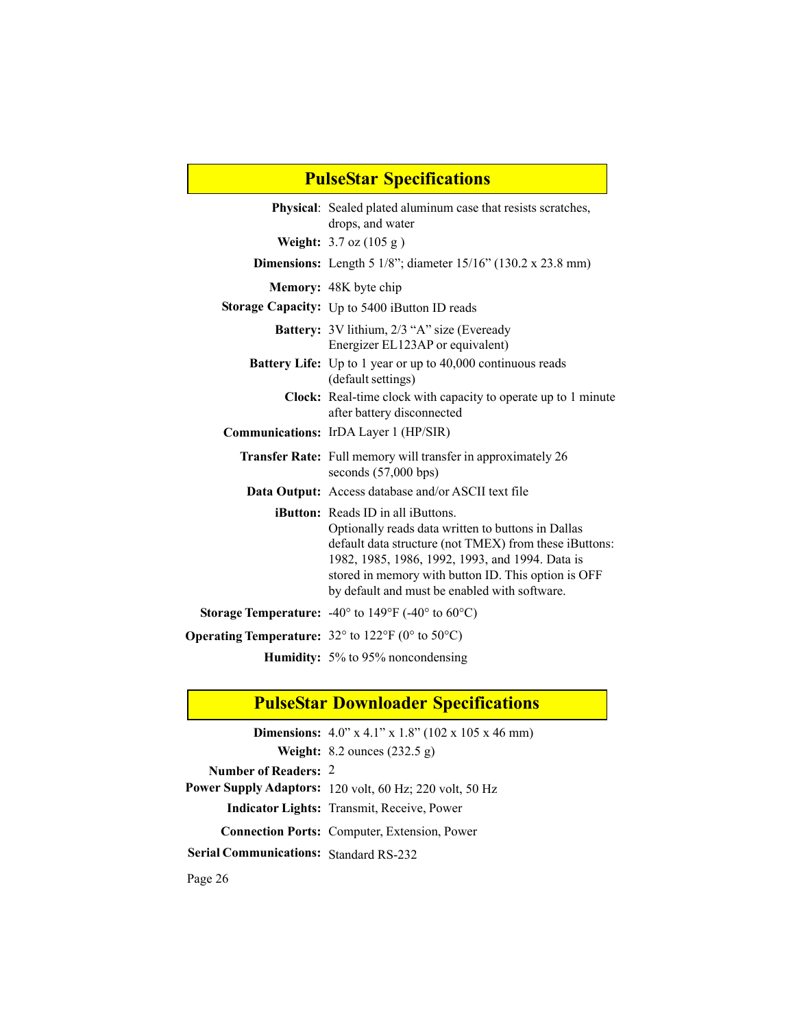## PulseStar Specifications

**Physical**: Sealed plated aluminum case that resists scratches, drops, and water

**Weight:** 3.7 oz (105 g )

**Dimensions:** Length 5 1/8"; diameter 15/16" (130.2 x 23.8 mm)

**Memory:** 48K byte chip

**Storage Capacity:** Up to 5400 iButton ID reads

**Battery:** 3V lithium, 2/3 "A" size (Eveready Energizer EL123AP or equivalent)

**Battery Life:** Up to 1 year or up to 40,000 continuous reads (default settings)

**Clock:** Real-time clock with capacity to operate up to 1 minute after battery disconnected

**Communications:** IrDA Layer 1 (HP/SIR)

**Transfer Rate:** Full memory will transfer in approximately 26 seconds (57,000 bps)

**Data Output:** Access database and/or ASCII text file

**iButton:** Reads ID in all iButtons.
Optionally reads data written to buttons in Dallas default data structure (not TMEX) from these iButtons: 1982, 1985, 1986, 1992, 1993, and 1994. Data is stored in memory with button ID. This option is OFF by default and must be enabled with software.

**Storage Temperature:** -40° to 149°F (-40° to 60°C)

**Operating Temperature:** 32° to 122°F (0° to 50°C)

**Humidity:** 5% to 95% noncondensing

## PulseStar Downloader Specifications

**Dimensions:** 4.0" x 4.1" x 1.8" (102 x 105 x 46 mm)

**Weight:** 8.2 ounces (232.5 g)

**Number of Readers:** 2

**Power Supply Adaptors:** 120 volt, 60 Hz; 220 volt, 50 Hz

**Indicator Lights:** Transmit, Receive, Power

**Connection Ports:** Computer, Extension, Power

**Serial Communications:** Standard RS-232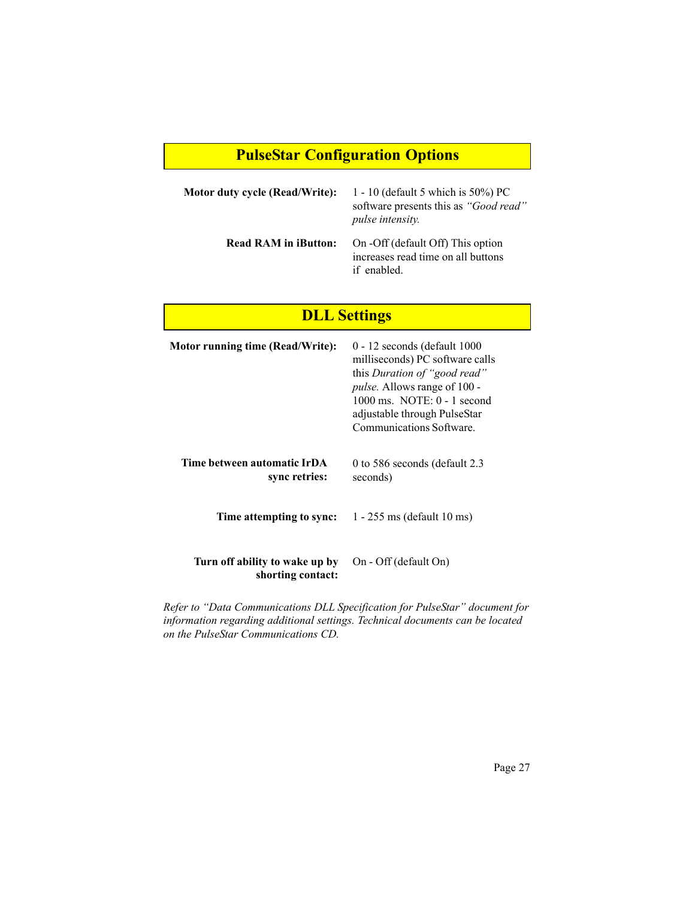## PulseStar Configuration Options

**Motor duty cycle (Read/Write):** 1 - 10 (default 5 which is 50%) PC software presents this as *"Good read" pulse intensity.*

**Read RAM in iButton:** On -Off (default Off) This option increases read time on all buttons if enabled.

## DLL Settings

**Motor running time (Read/Write):** 0 - 12 seconds (default 1000 milliseconds) PC software calls this *Duration of "good read" pulse.* Allows range of 100 - 1000 ms. NOTE: 0 - 1 second adjustable through PulseStar Communications Software.

**Time between automatic IrDA sync retries:** 0 to 586 seconds (default 2.3 seconds)

**Time attempting to sync:** 1 - 255 ms (default 10 ms)

**Turn off ability to wake up by shorting contact:** On - Off (default On)

*Refer to "Data Communications DLL Specification for PulseStar" document for information regarding additional settings. Technical documents can be located on the PulseStar Communications CD.*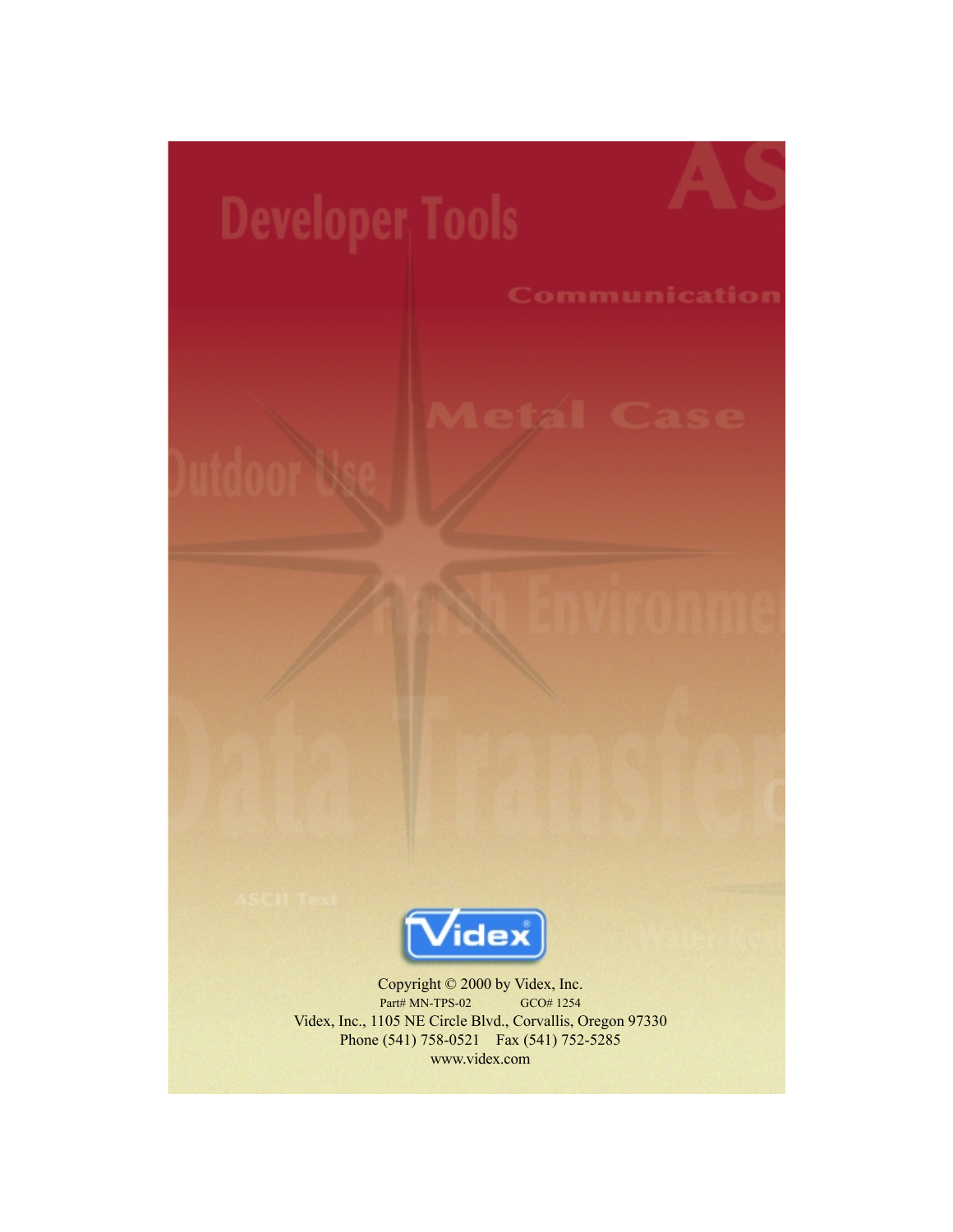Copyright © 2000 by Videx, Inc.

Part# MN-TPS-02 GCO# 1254

Videx, Inc., 1105 NE Circle Blvd., Corvallis, Oregon 97330

Phone (541) 758-0521 Fax (541) 752-5285

www.videx.com